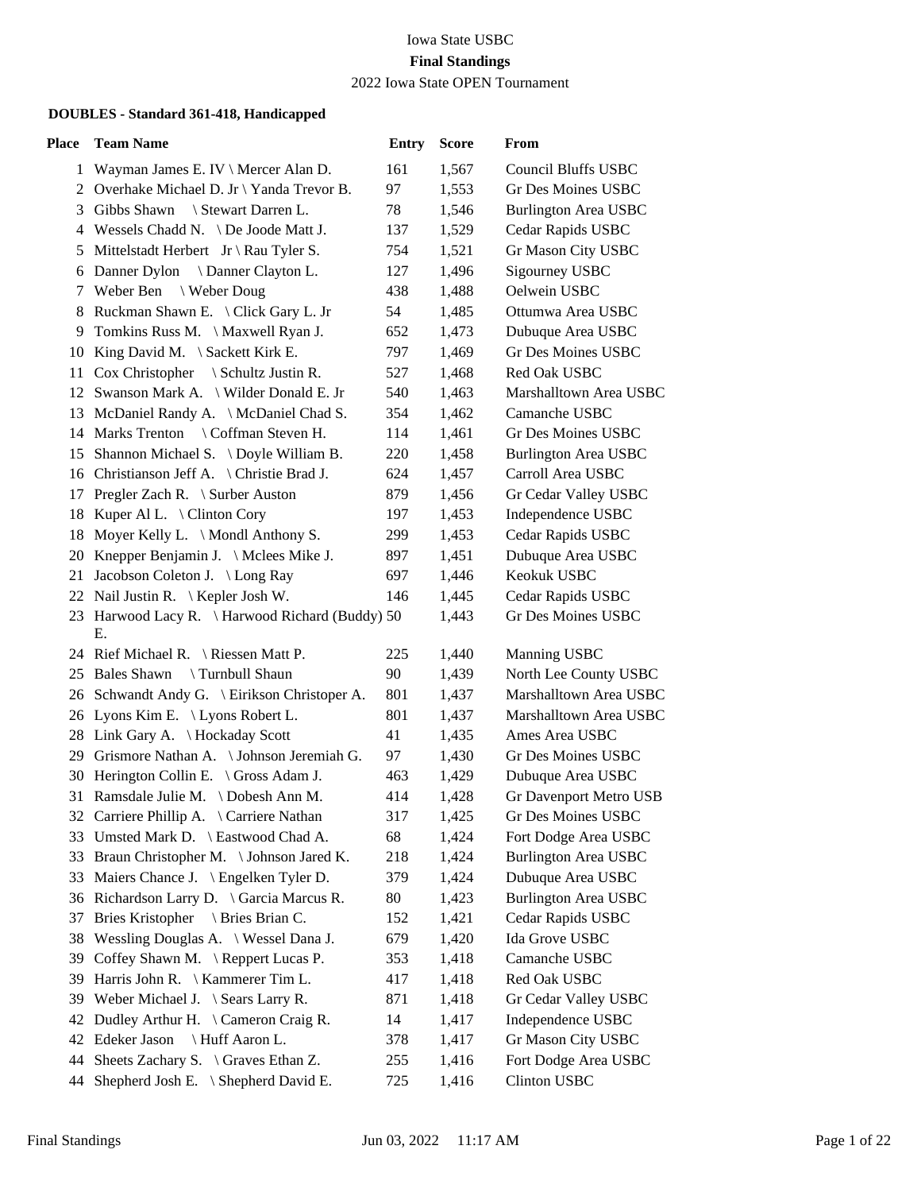Iowa State USBC

**Final Standings**

2022 Iowa State OPEN Tournament

**DOUBLES - Standard 361-418, Handicapped**

| Place | Team Name | Entry | Score | From |
|---|---|---|---|---|
| 1 | Wayman James E. IV \ Mercer Alan D. | 161 | 1,567 | Council Bluffs USBC |
| 2 | Overhake Michael D. Jr \ Yanda Trevor B. | 97 | 1,553 | Gr Des Moines USBC |
| 3 | Gibbs Shawn \ Stewart Darren L. | 78 | 1,546 | Burlington Area USBC |
| 4 | Wessels Chadd N. \ De Joode Matt J. | 137 | 1,529 | Cedar Rapids USBC |
| 5 | Mittelstadt Herbert Jr \ Rau Tyler S. | 754 | 1,521 | Gr Mason City USBC |
| 6 | Danner Dylon \ Danner Clayton L. | 127 | 1,496 | Sigourney USBC |
| 7 | Weber Ben \ Weber Doug | 438 | 1,488 | Oelwein USBC |
| 8 | Ruckman Shawn E. \ Click Gary L. Jr | 54 | 1,485 | Ottumwa Area USBC |
| 9 | Tomkins Russ M. \ Maxwell Ryan J. | 652 | 1,473 | Dubuque Area USBC |
| 10 | King David M. \ Sackett Kirk E. | 797 | 1,469 | Gr Des Moines USBC |
| 11 | Cox Christopher \ Schultz Justin R. | 527 | 1,468 | Red Oak USBC |
| 12 | Swanson Mark A. \ Wilder Donald E. Jr | 540 | 1,463 | Marshalltown Area USBC |
| 13 | McDaniel Randy A. \ McDaniel Chad S. | 354 | 1,462 | Camanche USBC |
| 14 | Marks Trenton \ Coffman Steven H. | 114 | 1,461 | Gr Des Moines USBC |
| 15 | Shannon Michael S. \ Doyle William B. | 220 | 1,458 | Burlington Area USBC |
| 16 | Christianson Jeff A. \ Christie Brad J. | 624 | 1,457 | Carroll Area USBC |
| 17 | Pregler Zach R. \ Surber Auston | 879 | 1,456 | Gr Cedar Valley USBC |
| 18 | Kuper Al L. \ Clinton Cory | 197 | 1,453 | Independence USBC |
| 18 | Moyer Kelly L. \ Mondl Anthony S. | 299 | 1,453 | Cedar Rapids USBC |
| 20 | Knepper Benjamin J. \ Mclees Mike J. | 897 | 1,451 | Dubuque Area USBC |
| 21 | Jacobson Coleton J. \ Long Ray | 697 | 1,446 | Keokuk USBC |
| 22 | Nail Justin R. \ Kepler Josh W. | 146 | 1,445 | Cedar Rapids USBC |
| 23 | Harwood Lacy R. \ Harwood Richard (Buddy) E. | 50 | 1,443 | Gr Des Moines USBC |
| 24 | Rief Michael R. \ Riessen Matt P. | 225 | 1,440 | Manning USBC |
| 25 | Bales Shawn \ Turnbull Shaun | 90 | 1,439 | North Lee County USBC |
| 26 | Schwandt Andy G. \ Eirikson Christoper A. | 801 | 1,437 | Marshalltown Area USBC |
| 26 | Lyons Kim E. \ Lyons Robert L. | 801 | 1,437 | Marshalltown Area USBC |
| 28 | Link Gary A. \ Hockaday Scott | 41 | 1,435 | Ames Area USBC |
| 29 | Grismore Nathan A. \ Johnson Jeremiah G. | 97 | 1,430 | Gr Des Moines USBC |
| 30 | Herington Collin E. \ Gross Adam J. | 463 | 1,429 | Dubuque Area USBC |
| 31 | Ramsdale Julie M. \ Dobesh Ann M. | 414 | 1,428 | Gr Davenport Metro USB |
| 32 | Carriere Phillip A. \ Carriere Nathan | 317 | 1,425 | Gr Des Moines USBC |
| 33 | Umsted Mark D. \ Eastwood Chad A. | 68 | 1,424 | Fort Dodge Area USBC |
| 33 | Braun Christopher M. \ Johnson Jared K. | 218 | 1,424 | Burlington Area USBC |
| 33 | Maiers Chance J. \ Engelken Tyler D. | 379 | 1,424 | Dubuque Area USBC |
| 36 | Richardson Larry D. \ Garcia Marcus R. | 80 | 1,423 | Burlington Area USBC |
| 37 | Bries Kristopher \ Bries Brian C. | 152 | 1,421 | Cedar Rapids USBC |
| 38 | Wessling Douglas A. \ Wessel Dana J. | 679 | 1,420 | Ida Grove USBC |
| 39 | Coffey Shawn M. \ Reppert Lucas P. | 353 | 1,418 | Camanche USBC |
| 39 | Harris John R. \ Kammerer Tim L. | 417 | 1,418 | Red Oak USBC |
| 39 | Weber Michael J. \ Sears Larry R. | 871 | 1,418 | Gr Cedar Valley USBC |
| 42 | Dudley Arthur H. \ Cameron Craig R. | 14 | 1,417 | Independence USBC |
| 42 | Edeker Jason \ Huff Aaron L. | 378 | 1,417 | Gr Mason City USBC |
| 44 | Sheets Zachary S. \ Graves Ethan Z. | 255 | 1,416 | Fort Dodge Area USBC |
| 44 | Shepherd Josh E. \ Shepherd David E. | 725 | 1,416 | Clinton USBC |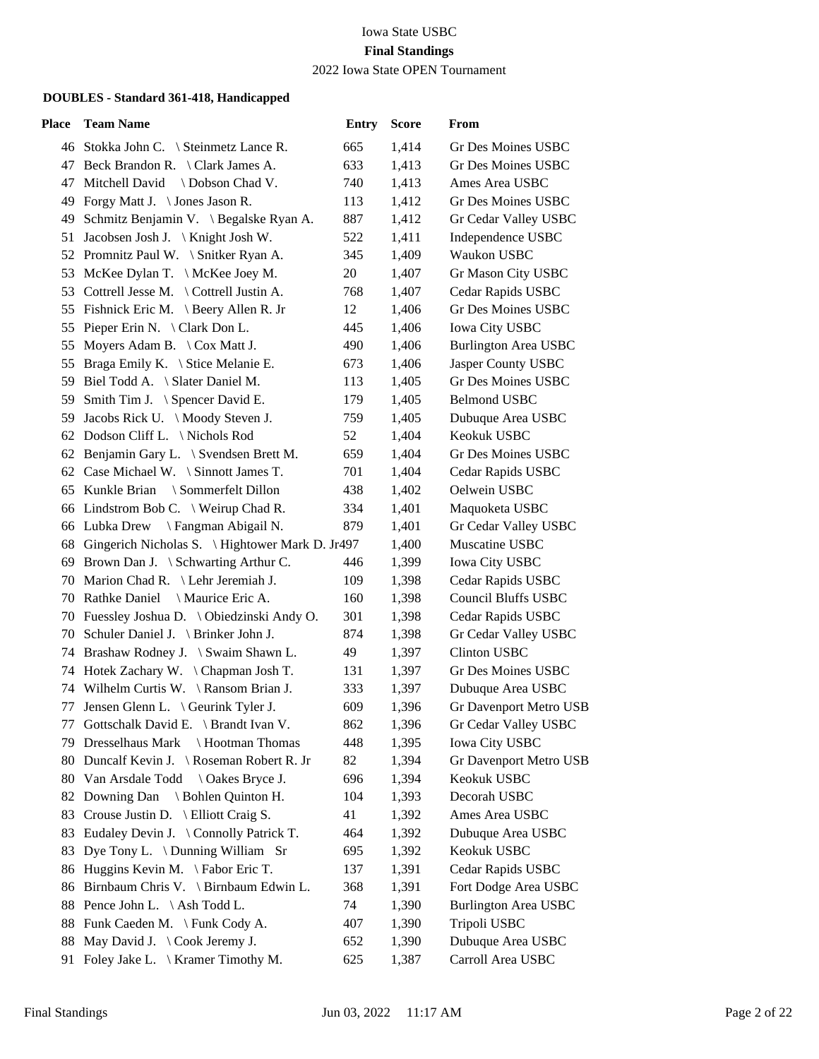Iowa State USBC

**Final Standings**

2022 Iowa State OPEN Tournament

### DOUBLES - Standard 361-418, Handicapped

| Place | Team Name | Entry | Score | From |
|---|---|---|---|---|
| 46 | Stokka John C. \ Steinmetz Lance R. | 665 | 1,414 | Gr Des Moines USBC |
| 47 | Beck Brandon R. \ Clark James A. | 633 | 1,413 | Gr Des Moines USBC |
| 47 | Mitchell David \ Dobson Chad V. | 740 | 1,413 | Ames Area USBC |
| 49 | Forgy Matt J. \ Jones Jason R. | 113 | 1,412 | Gr Des Moines USBC |
| 49 | Schmitz Benjamin V. \ Begalske Ryan A. | 887 | 1,412 | Gr Cedar Valley USBC |
| 51 | Jacobsen Josh J. \ Knight Josh W. | 522 | 1,411 | Independence USBC |
| 52 | Promnitz Paul W. \ Snitker Ryan A. | 345 | 1,409 | Waukon USBC |
| 53 | McKee Dylan T. \ McKee Joey M. | 20 | 1,407 | Gr Mason City USBC |
| 53 | Cottrell Jesse M. \ Cottrell Justin A. | 768 | 1,407 | Cedar Rapids USBC |
| 55 | Fishnick Eric M. \ Beery Allen R. Jr | 12 | 1,406 | Gr Des Moines USBC |
| 55 | Pieper Erin N. \ Clark Don L. | 445 | 1,406 | Iowa City USBC |
| 55 | Moyers Adam B. \ Cox Matt J. | 490 | 1,406 | Burlington Area USBC |
| 55 | Braga Emily K. \ Stice Melanie E. | 673 | 1,406 | Jasper County USBC |
| 59 | Biel Todd A. \ Slater Daniel M. | 113 | 1,405 | Gr Des Moines USBC |
| 59 | Smith Tim J. \ Spencer David E. | 179 | 1,405 | Belmond USBC |
| 59 | Jacobs Rick U. \ Moody Steven J. | 759 | 1,405 | Dubuque Area USBC |
| 62 | Dodson Cliff L. \ Nichols Rod | 52 | 1,404 | Keokuk USBC |
| 62 | Benjamin Gary L. \ Svendsen Brett M. | 659 | 1,404 | Gr Des Moines USBC |
| 62 | Case Michael W. \ Sinnott James T. | 701 | 1,404 | Cedar Rapids USBC |
| 65 | Kunkle Brian \ Sommerfelt Dillon | 438 | 1,402 | Oelwein USBC |
| 66 | Lindstrom Bob C. \ Weirup Chad R. | 334 | 1,401 | Maquoketa USBC |
| 66 | Lubka Drew \ Fangman Abigail N. | 879 | 1,401 | Gr Cedar Valley USBC |
| 68 | Gingerich Nicholas S. \ Hightower Mark D. Jr | 497 | 1,400 | Muscatine USBC |
| 69 | Brown Dan J. \ Schwarting Arthur C. | 446 | 1,399 | Iowa City USBC |
| 70 | Marion Chad R. \ Lehr Jeremiah J. | 109 | 1,398 | Cedar Rapids USBC |
| 70 | Rathke Daniel \ Maurice Eric A. | 160 | 1,398 | Council Bluffs USBC |
| 70 | Fuessley Joshua D. \ Obiedzinski Andy O. | 301 | 1,398 | Cedar Rapids USBC |
| 70 | Schuler Daniel J. \ Brinker John J. | 874 | 1,398 | Gr Cedar Valley USBC |
| 74 | Brashaw Rodney J. \ Swaim Shawn L. | 49 | 1,397 | Clinton USBC |
| 74 | Hotek Zachary W. \ Chapman Josh T. | 131 | 1,397 | Gr Des Moines USBC |
| 74 | Wilhelm Curtis W. \ Ransom Brian J. | 333 | 1,397 | Dubuque Area USBC |
| 77 | Jensen Glenn L. \ Geurink Tyler J. | 609 | 1,396 | Gr Davenport Metro USB |
| 77 | Gottschalk David E. \ Brandt Ivan V. | 862 | 1,396 | Gr Cedar Valley USBC |
| 79 | Dresselhaus Mark \ Hootman Thomas | 448 | 1,395 | Iowa City USBC |
| 80 | Duncalf Kevin J. \ Roseman Robert R. Jr | 82 | 1,394 | Gr Davenport Metro USB |
| 80 | Van Arsdale Todd \ Oakes Bryce J. | 696 | 1,394 | Keokuk USBC |
| 82 | Downing Dan \ Bohlen Quinton H. | 104 | 1,393 | Decorah USBC |
| 83 | Crouse Justin D. \ Elliott Craig S. | 41 | 1,392 | Ames Area USBC |
| 83 | Eudaley Devin J. \ Connolly Patrick T. | 464 | 1,392 | Dubuque Area USBC |
| 83 | Dye Tony L. \ Dunning William Sr | 695 | 1,392 | Keokuk USBC |
| 86 | Huggins Kevin M. \ Fabor Eric T. | 137 | 1,391 | Cedar Rapids USBC |
| 86 | Birnbaum Chris V. \ Birnbaum Edwin L. | 368 | 1,391 | Fort Dodge Area USBC |
| 88 | Pence John L. \ Ash Todd L. | 74 | 1,390 | Burlington Area USBC |
| 88 | Funk Caeden M. \ Funk Cody A. | 407 | 1,390 | Tripoli USBC |
| 88 | May David J. \ Cook Jeremy J. | 652 | 1,390 | Dubuque Area USBC |
| 91 | Foley Jake L. \ Kramer Timothy M. | 625 | 1,387 | Carroll Area USBC |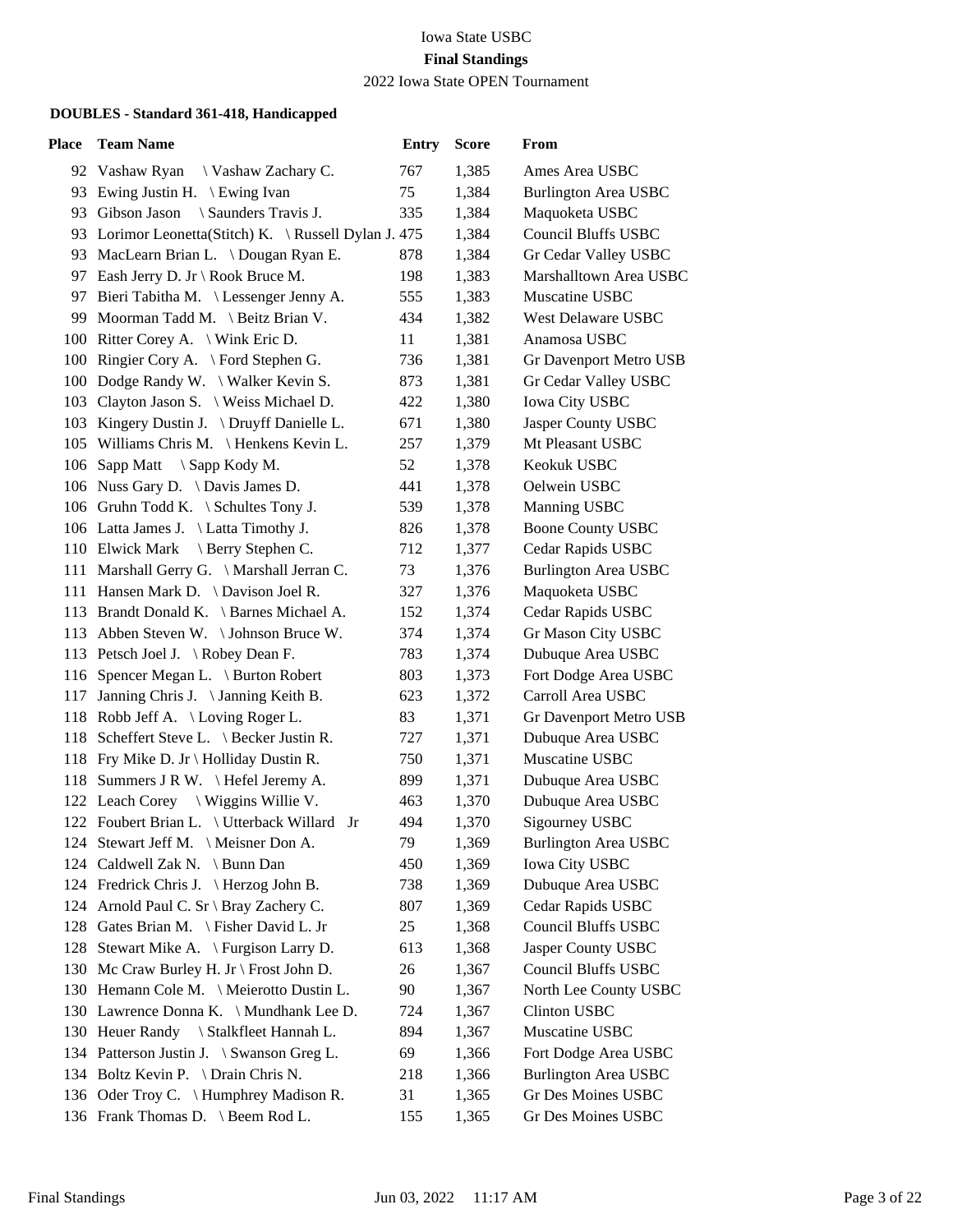Iowa State USBC

**Final Standings**

2022 Iowa State OPEN Tournament

### DOUBLES - Standard 361-418, Handicapped

| Place | Team Name | Entry | Score | From |
|---|---|---|---|---|
| 92 | Vashaw Ryan \ Vashaw Zachary C. | 767 | 1,385 | Ames Area USBC |
| 93 | Ewing Justin H. \ Ewing Ivan | 75 | 1,384 | Burlington Area USBC |
| 93 | Gibson Jason \ Saunders Travis J. | 335 | 1,384 | Maquoketa USBC |
| 93 | Lorimor Leonetta(Stitch) K. \ Russell Dylan J. | 475 | 1,384 | Council Bluffs USBC |
| 93 | MacLearn Brian L. \ Dougan Ryan E. | 878 | 1,384 | Gr Cedar Valley USBC |
| 97 | Eash Jerry D. Jr \ Rook Bruce M. | 198 | 1,383 | Marshalltown Area USBC |
| 97 | Bieri Tabitha M. \ Lessenger Jenny A. | 555 | 1,383 | Muscatine USBC |
| 99 | Moorman Tadd M. \ Beitz Brian V. | 434 | 1,382 | West Delaware USBC |
| 100 | Ritter Corey A. \ Wink Eric D. | 11 | 1,381 | Anamosa USBC |
| 100 | Ringier Cory A. \ Ford Stephen G. | 736 | 1,381 | Gr Davenport Metro USB |
| 100 | Dodge Randy W. \ Walker Kevin S. | 873 | 1,381 | Gr Cedar Valley USBC |
| 103 | Clayton Jason S. \ Weiss Michael D. | 422 | 1,380 | Iowa City USBC |
| 103 | Kingery Dustin J. \ Druyff Danielle L. | 671 | 1,380 | Jasper County USBC |
| 105 | Williams Chris M. \ Henkens Kevin L. | 257 | 1,379 | Mt Pleasant USBC |
| 106 | Sapp Matt \ Sapp Kody M. | 52 | 1,378 | Keokuk USBC |
| 106 | Nuss Gary D. \ Davis James D. | 441 | 1,378 | Oelwein USBC |
| 106 | Gruhn Todd K. \ Schultes Tony J. | 539 | 1,378 | Manning USBC |
| 106 | Latta James J. \ Latta Timothy J. | 826 | 1,378 | Boone County USBC |
| 110 | Elwick Mark \ Berry Stephen C. | 712 | 1,377 | Cedar Rapids USBC |
| 111 | Marshall Gerry G. \ Marshall Jerran C. | 73 | 1,376 | Burlington Area USBC |
| 111 | Hansen Mark D. \ Davison Joel R. | 327 | 1,376 | Maquoketa USBC |
| 113 | Brandt Donald K. \ Barnes Michael A. | 152 | 1,374 | Cedar Rapids USBC |
| 113 | Abben Steven W. \ Johnson Bruce W. | 374 | 1,374 | Gr Mason City USBC |
| 113 | Petsch Joel J. \ Robey Dean F. | 783 | 1,374 | Dubuque Area USBC |
| 116 | Spencer Megan L. \ Burton Robert | 803 | 1,373 | Fort Dodge Area USBC |
| 117 | Janning Chris J. \ Janning Keith B. | 623 | 1,372 | Carroll Area USBC |
| 118 | Robb Jeff A. \ Loving Roger L. | 83 | 1,371 | Gr Davenport Metro USB |
| 118 | Scheffert Steve L. \ Becker Justin R. | 727 | 1,371 | Dubuque Area USBC |
| 118 | Fry Mike D. Jr \ Holliday Dustin R. | 750 | 1,371 | Muscatine USBC |
| 118 | Summers J R W. \ Hefel Jeremy A. | 899 | 1,371 | Dubuque Area USBC |
| 122 | Leach Corey \ Wiggins Willie V. | 463 | 1,370 | Dubuque Area USBC |
| 122 | Foubert Brian L. \ Utterback Willard Jr | 494 | 1,370 | Sigourney USBC |
| 124 | Stewart Jeff M. \ Meisner Don A. | 79 | 1,369 | Burlington Area USBC |
| 124 | Caldwell Zak N. \ Bunn Dan | 450 | 1,369 | Iowa City USBC |
| 124 | Fredrick Chris J. \ Herzog John B. | 738 | 1,369 | Dubuque Area USBC |
| 124 | Arnold Paul C. Sr \ Bray Zachery C. | 807 | 1,369 | Cedar Rapids USBC |
| 128 | Gates Brian M. \ Fisher David L. Jr | 25 | 1,368 | Council Bluffs USBC |
| 128 | Stewart Mike A. \ Furgison Larry D. | 613 | 1,368 | Jasper County USBC |
| 130 | Mc Craw Burley H. Jr \ Frost John D. | 26 | 1,367 | Council Bluffs USBC |
| 130 | Hemann Cole M. \ Meierotto Dustin L. | 90 | 1,367 | North Lee County USBC |
| 130 | Lawrence Donna K. \ Mundhank Lee D. | 724 | 1,367 | Clinton USBC |
| 130 | Heuer Randy \ Stalkfleet Hannah L. | 894 | 1,367 | Muscatine USBC |
| 134 | Patterson Justin J. \ Swanson Greg L. | 69 | 1,366 | Fort Dodge Area USBC |
| 134 | Boltz Kevin P. \ Drain Chris N. | 218 | 1,366 | Burlington Area USBC |
| 136 | Oder Troy C. \ Humphrey Madison R. | 31 | 1,365 | Gr Des Moines USBC |
| 136 | Frank Thomas D. \ Beem Rod L. | 155 | 1,365 | Gr Des Moines USBC |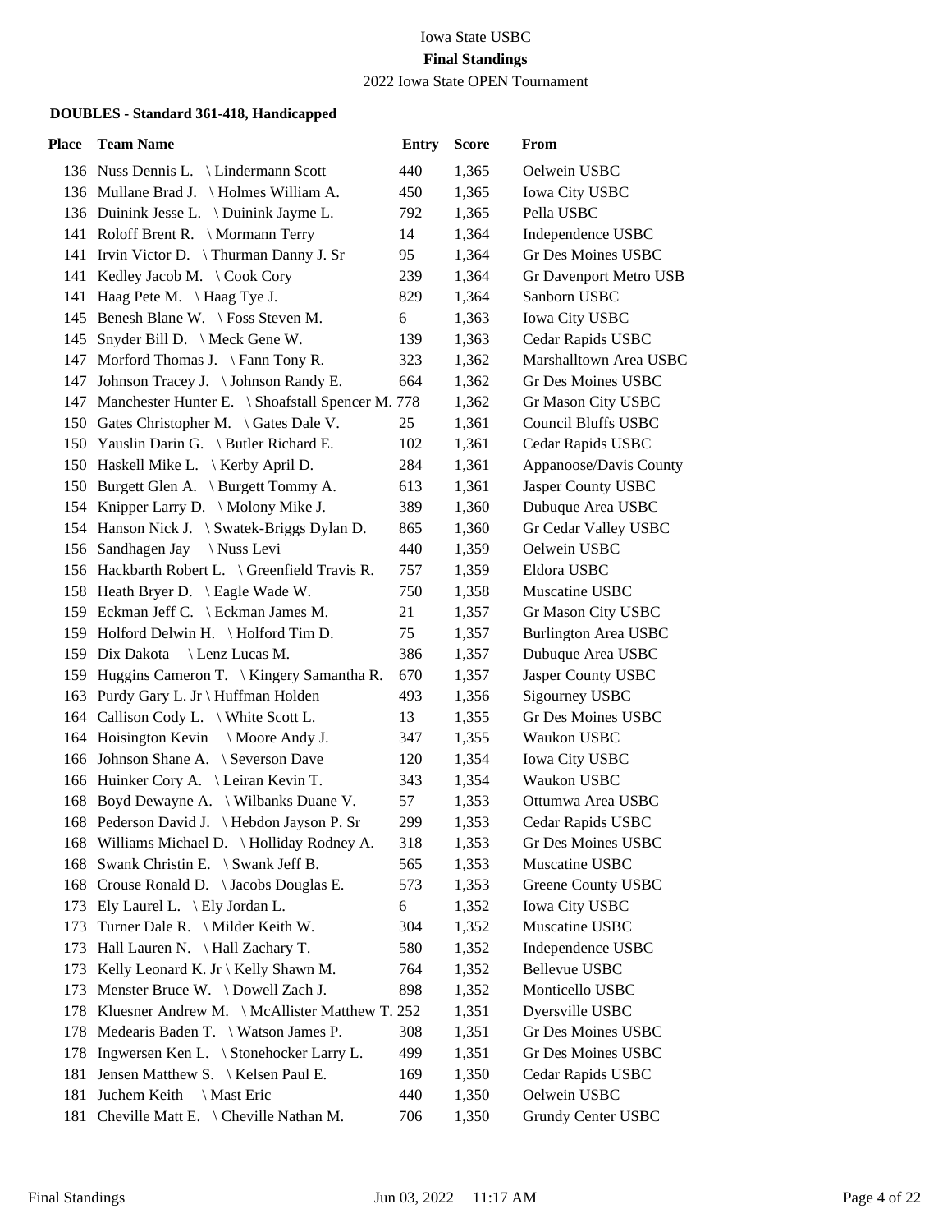Iowa State USBC

**Final Standings**

2022 Iowa State OPEN Tournament

### DOUBLES - Standard 361-418, Handicapped

| Place | Team Name | Entry | Score | From |
|---|---|---|---|---|
| 136 | Nuss Dennis L. \ Lindermann Scott | 440 | 1,365 | Oelwein USBC |
| 136 | Mullane Brad J. \ Holmes William A. | 450 | 1,365 | Iowa City USBC |
| 136 | Duinink Jesse L. \ Duinink Jayme L. | 792 | 1,365 | Pella USBC |
| 141 | Roloff Brent R. \ Mormann Terry | 14 | 1,364 | Independence USBC |
| 141 | Irvin Victor D. \ Thurman Danny J. Sr | 95 | 1,364 | Gr Des Moines USBC |
| 141 | Kedley Jacob M. \ Cook Cory | 239 | 1,364 | Gr Davenport Metro USB |
| 141 | Haag Pete M. \ Haag Tye J. | 829 | 1,364 | Sanborn USBC |
| 145 | Benesh Blane W. \ Foss Steven M. | 6 | 1,363 | Iowa City USBC |
| 145 | Snyder Bill D. \ Meck Gene W. | 139 | 1,363 | Cedar Rapids USBC |
| 147 | Morford Thomas J. \ Fann Tony R. | 323 | 1,362 | Marshalltown Area USBC |
| 147 | Johnson Tracey J. \ Johnson Randy E. | 664 | 1,362 | Gr Des Moines USBC |
| 147 | Manchester Hunter E. \ Shoafstall Spencer M. | 778 | 1,362 | Gr Mason City USBC |
| 150 | Gates Christopher M. \ Gates Dale V. | 25 | 1,361 | Council Bluffs USBC |
| 150 | Yauslin Darin G. \ Butler Richard E. | 102 | 1,361 | Cedar Rapids USBC |
| 150 | Haskell Mike L. \ Kerby April D. | 284 | 1,361 | Appanoose/Davis County |
| 150 | Burgett Glen A. \ Burgett Tommy A. | 613 | 1,361 | Jasper County USBC |
| 154 | Knipper Larry D. \ Molony Mike J. | 389 | 1,360 | Dubuque Area USBC |
| 154 | Hanson Nick J. \ Swatek-Briggs Dylan D. | 865 | 1,360 | Gr Cedar Valley USBC |
| 156 | Sandhagen Jay \ Nuss Levi | 440 | 1,359 | Oelwein USBC |
| 156 | Hackbarth Robert L. \ Greenfield Travis R. | 757 | 1,359 | Eldora USBC |
| 158 | Heath Bryer D. \ Eagle Wade W. | 750 | 1,358 | Muscatine USBC |
| 159 | Eckman Jeff C. \ Eckman James M. | 21 | 1,357 | Gr Mason City USBC |
| 159 | Holford Delwin H. \ Holford Tim D. | 75 | 1,357 | Burlington Area USBC |
| 159 | Dix Dakota \ Lenz Lucas M. | 386 | 1,357 | Dubuque Area USBC |
| 159 | Huggins Cameron T. \ Kingery Samantha R. | 670 | 1,357 | Jasper County USBC |
| 163 | Purdy Gary L. Jr \ Huffman Holden | 493 | 1,356 | Sigourney USBC |
| 164 | Callison Cody L. \ White Scott L. | 13 | 1,355 | Gr Des Moines USBC |
| 164 | Hoisington Kevin \ Moore Andy J. | 347 | 1,355 | Waukon USBC |
| 166 | Johnson Shane A. \ Severson Dave | 120 | 1,354 | Iowa City USBC |
| 166 | Huinker Cory A. \ Leiran Kevin T. | 343 | 1,354 | Waukon USBC |
| 168 | Boyd Dewayne A. \ Wilbanks Duane V. | 57 | 1,353 | Ottumwa Area USBC |
| 168 | Pederson David J. \ Hebdon Jayson P. Sr | 299 | 1,353 | Cedar Rapids USBC |
| 168 | Williams Michael D. \ Holliday Rodney A. | 318 | 1,353 | Gr Des Moines USBC |
| 168 | Swank Christin E. \ Swank Jeff B. | 565 | 1,353 | Muscatine USBC |
| 168 | Crouse Ronald D. \ Jacobs Douglas E. | 573 | 1,353 | Greene County USBC |
| 173 | Ely Laurel L. \ Ely Jordan L. | 6 | 1,352 | Iowa City USBC |
| 173 | Turner Dale R. \ Milder Keith W. | 304 | 1,352 | Muscatine USBC |
| 173 | Hall Lauren N. \ Hall Zachary T. | 580 | 1,352 | Independence USBC |
| 173 | Kelly Leonard K. Jr \ Kelly Shawn M. | 764 | 1,352 | Bellevue USBC |
| 173 | Menster Bruce W. \ Dowell Zach J. | 898 | 1,352 | Monticello USBC |
| 178 | Kluesner Andrew M. \ McAllister Matthew T. | 252 | 1,351 | Dyersville USBC |
| 178 | Medearis Baden T. \ Watson James P. | 308 | 1,351 | Gr Des Moines USBC |
| 178 | Ingwersen Ken L. \ Stonehocker Larry L. | 499 | 1,351 | Gr Des Moines USBC |
| 181 | Jensen Matthew S. \ Kelsen Paul E. | 169 | 1,350 | Cedar Rapids USBC |
| 181 | Juchem Keith \ Mast Eric | 440 | 1,350 | Oelwein USBC |
| 181 | Cheville Matt E. \ Cheville Nathan M. | 706 | 1,350 | Grundy Center USBC |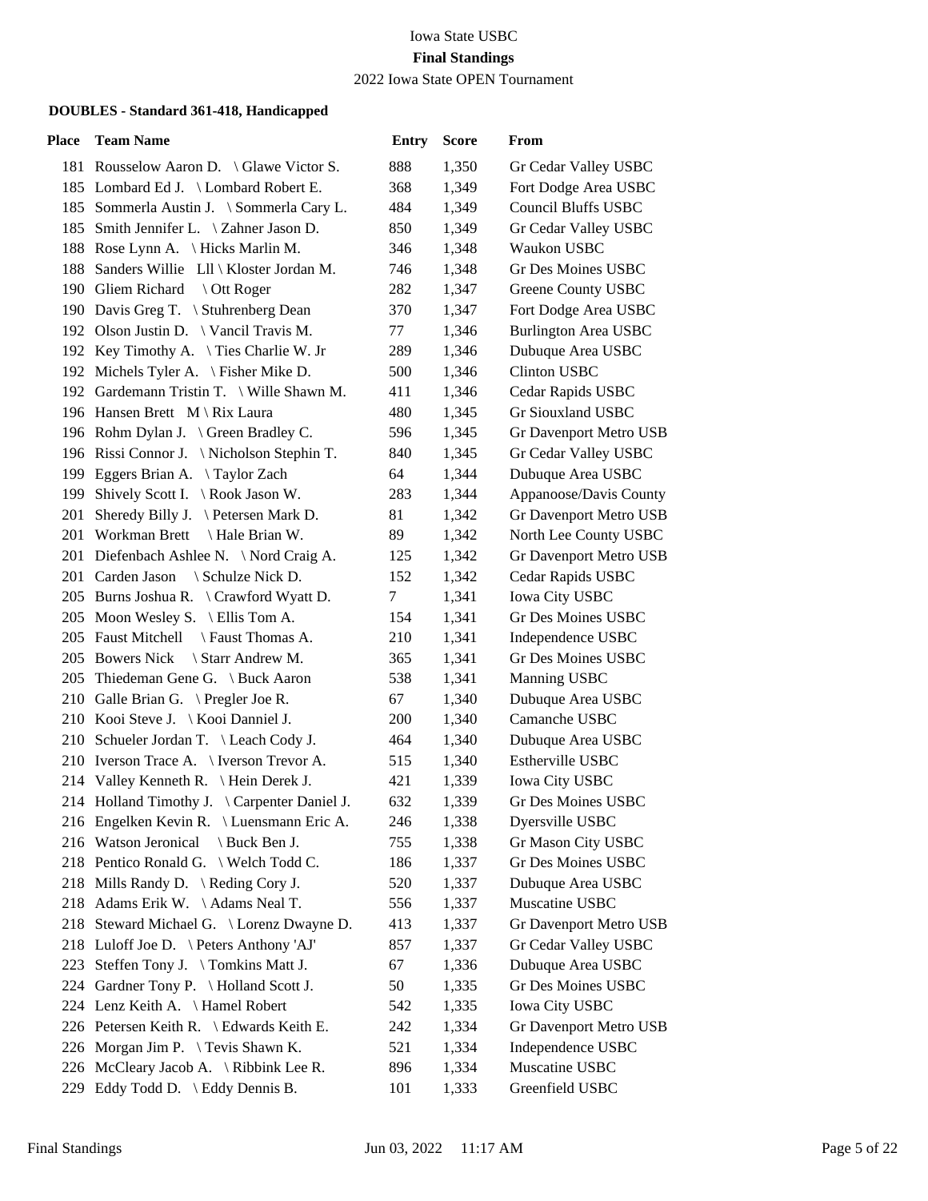Iowa State USBC

**Final Standings**

2022 Iowa State OPEN Tournament

### DOUBLES - Standard 361-418, Handicapped

| Place | Team Name | Entry | Score | From |
|---|---|---|---|---|
| 181 | Rousselow Aaron D. \ Glawe Victor S. | 888 | 1,350 | Gr Cedar Valley USBC |
| 185 | Lombard Ed J. \ Lombard Robert E. | 368 | 1,349 | Fort Dodge Area USBC |
| 185 | Sommerla Austin J. \ Sommerla Cary L. | 484 | 1,349 | Council Bluffs USBC |
| 185 | Smith Jennifer L. \ Zahner Jason D. | 850 | 1,349 | Gr Cedar Valley USBC |
| 188 | Rose Lynn A. \ Hicks Marlin M. | 346 | 1,348 | Waukon USBC |
| 188 | Sanders Willie Lll \ Kloster Jordan M. | 746 | 1,348 | Gr Des Moines USBC |
| 190 | Gliem Richard \ Ott Roger | 282 | 1,347 | Greene County USBC |
| 190 | Davis Greg T. \ Stuhrenberg Dean | 370 | 1,347 | Fort Dodge Area USBC |
| 192 | Olson Justin D. \ Vancil Travis M. | 77 | 1,346 | Burlington Area USBC |
| 192 | Key Timothy A. \ Ties Charlie W. Jr | 289 | 1,346 | Dubuque Area USBC |
| 192 | Michels Tyler A. \ Fisher Mike D. | 500 | 1,346 | Clinton USBC |
| 192 | Gardemann Tristin T. \ Wille Shawn M. | 411 | 1,346 | Cedar Rapids USBC |
| 196 | Hansen Brett M \ Rix Laura | 480 | 1,345 | Gr Siouxland USBC |
| 196 | Rohm Dylan J. \ Green Bradley C. | 596 | 1,345 | Gr Davenport Metro USB |
| 196 | Rissi Connor J. \ Nicholson Stephin T. | 840 | 1,345 | Gr Cedar Valley USBC |
| 199 | Eggers Brian A. \ Taylor Zach | 64 | 1,344 | Dubuque Area USBC |
| 199 | Shively Scott I. \ Rook Jason W. | 283 | 1,344 | Appanoose/Davis County |
| 201 | Sheredy Billy J. \ Petersen Mark D. | 81 | 1,342 | Gr Davenport Metro USB |
| 201 | Workman Brett \ Hale Brian W. | 89 | 1,342 | North Lee County USBC |
| 201 | Diefenbach Ashlee N. \ Nord Craig A. | 125 | 1,342 | Gr Davenport Metro USB |
| 201 | Carden Jason \ Schulze Nick D. | 152 | 1,342 | Cedar Rapids USBC |
| 205 | Burns Joshua R. \ Crawford Wyatt D. | 7 | 1,341 | Iowa City USBC |
| 205 | Moon Wesley S. \ Ellis Tom A. | 154 | 1,341 | Gr Des Moines USBC |
| 205 | Faust Mitchell \ Faust Thomas A. | 210 | 1,341 | Independence USBC |
| 205 | Bowers Nick \ Starr Andrew M. | 365 | 1,341 | Gr Des Moines USBC |
| 205 | Thiedeman Gene G. \ Buck Aaron | 538 | 1,341 | Manning USBC |
| 210 | Galle Brian G. \ Pregler Joe R. | 67 | 1,340 | Dubuque Area USBC |
| 210 | Kooi Steve J. \ Kooi Danniel J. | 200 | 1,340 | Camanche USBC |
| 210 | Schueler Jordan T. \ Leach Cody J. | 464 | 1,340 | Dubuque Area USBC |
| 210 | Iverson Trace A. \ Iverson Trevor A. | 515 | 1,340 | Estherville USBC |
| 214 | Valley Kenneth R. \ Hein Derek J. | 421 | 1,339 | Iowa City USBC |
| 214 | Holland Timothy J. \ Carpenter Daniel J. | 632 | 1,339 | Gr Des Moines USBC |
| 216 | Engelken Kevin R. \ Luensmann Eric A. | 246 | 1,338 | Dyersville USBC |
| 216 | Watson Jeronical \ Buck Ben J. | 755 | 1,338 | Gr Mason City USBC |
| 218 | Pentico Ronald G. \ Welch Todd C. | 186 | 1,337 | Gr Des Moines USBC |
| 218 | Mills Randy D. \ Reding Cory J. | 520 | 1,337 | Dubuque Area USBC |
| 218 | Adams Erik W. \ Adams Neal T. | 556 | 1,337 | Muscatine USBC |
| 218 | Steward Michael G. \ Lorenz Dwayne D. | 413 | 1,337 | Gr Davenport Metro USB |
| 218 | Luloff Joe D. \ Peters Anthony 'AJ' | 857 | 1,337 | Gr Cedar Valley USBC |
| 223 | Steffen Tony J. \ Tomkins Matt J. | 67 | 1,336 | Dubuque Area USBC |
| 224 | Gardner Tony P. \ Holland Scott J. | 50 | 1,335 | Gr Des Moines USBC |
| 224 | Lenz Keith A. \ Hamel Robert | 542 | 1,335 | Iowa City USBC |
| 226 | Petersen Keith R. \ Edwards Keith E. | 242 | 1,334 | Gr Davenport Metro USB |
| 226 | Morgan Jim P. \ Tevis Shawn K. | 521 | 1,334 | Independence USBC |
| 226 | McCleary Jacob A. \ Ribbink Lee R. | 896 | 1,334 | Muscatine USBC |
| 229 | Eddy Todd D. \ Eddy Dennis B. | 101 | 1,333 | Greenfield USBC |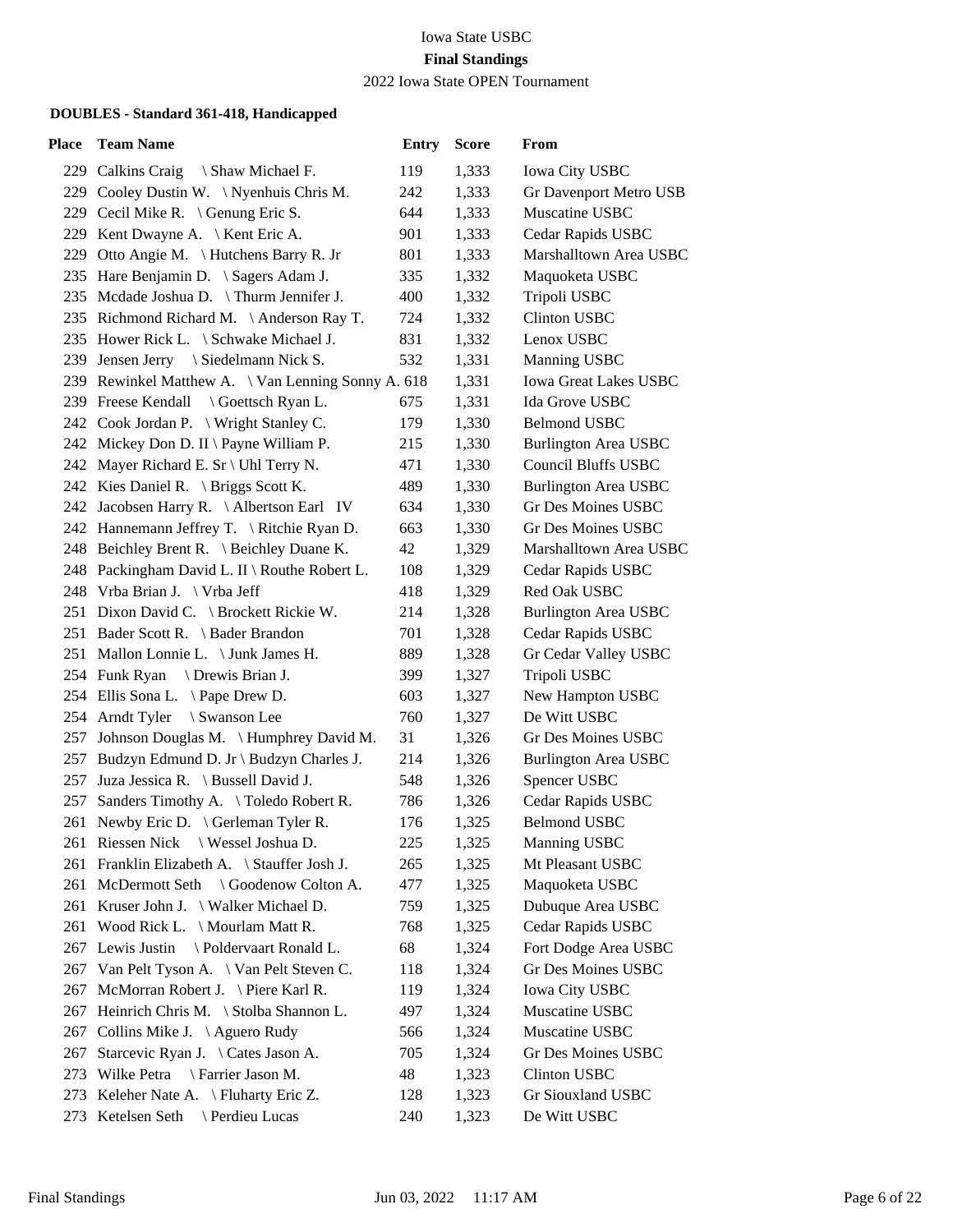Iowa State USBC

**Final Standings**

2022 Iowa State OPEN Tournament

### DOUBLES - Standard 361-418, Handicapped

| Place | Team Name | Entry | Score | From |
|---|---|---|---|---|
| 229 | Calkins Craig \ Shaw Michael F. | 119 | 1,333 | Iowa City USBC |
| 229 | Cooley Dustin W. \ Nyenhuis Chris M. | 242 | 1,333 | Gr Davenport Metro USB |
| 229 | Cecil Mike R. \ Genung Eric S. | 644 | 1,333 | Muscatine USBC |
| 229 | Kent Dwayne A. \ Kent Eric A. | 901 | 1,333 | Cedar Rapids USBC |
| 229 | Otto Angie M. \ Hutchens Barry R. Jr | 801 | 1,333 | Marshalltown Area USBC |
| 235 | Hare Benjamin D. \ Sagers Adam J. | 335 | 1,332 | Maquoketa USBC |
| 235 | Mcdade Joshua D. \ Thurm Jennifer J. | 400 | 1,332 | Tripoli USBC |
| 235 | Richmond Richard M. \ Anderson Ray T. | 724 | 1,332 | Clinton USBC |
| 235 | Hower Rick L. \ Schwake Michael J. | 831 | 1,332 | Lenox USBC |
| 239 | Jensen Jerry \ Siedelmann Nick S. | 532 | 1,331 | Manning USBC |
| 239 | Rewinkel Matthew A. \ Van Lenning Sonny A. | 618 | 1,331 | Iowa Great Lakes USBC |
| 239 | Freese Kendall \ Goettsch Ryan L. | 675 | 1,331 | Ida Grove USBC |
| 242 | Cook Jordan P. \ Wright Stanley C. | 179 | 1,330 | Belmond USBC |
| 242 | Mickey Don D. II \ Payne William P. | 215 | 1,330 | Burlington Area USBC |
| 242 | Mayer Richard E. Sr \ Uhl Terry N. | 471 | 1,330 | Council Bluffs USBC |
| 242 | Kies Daniel R. \ Briggs Scott K. | 489 | 1,330 | Burlington Area USBC |
| 242 | Jacobsen Harry R. \ Albertson Earl IV | 634 | 1,330 | Gr Des Moines USBC |
| 242 | Hannemann Jeffrey T. \ Ritchie Ryan D. | 663 | 1,330 | Gr Des Moines USBC |
| 248 | Beichley Brent R. \ Beichley Duane K. | 42 | 1,329 | Marshalltown Area USBC |
| 248 | Packingham David L. II \ Routhe Robert L. | 108 | 1,329 | Cedar Rapids USBC |
| 248 | Vrba Brian J. \ Vrba Jeff | 418 | 1,329 | Red Oak USBC |
| 251 | Dixon David C. \ Brockett Rickie W. | 214 | 1,328 | Burlington Area USBC |
| 251 | Bader Scott R. \ Bader Brandon | 701 | 1,328 | Cedar Rapids USBC |
| 251 | Mallon Lonnie L. \ Junk James H. | 889 | 1,328 | Gr Cedar Valley USBC |
| 254 | Funk Ryan \ Drewis Brian J. | 399 | 1,327 | Tripoli USBC |
| 254 | Ellis Sona L. \ Pape Drew D. | 603 | 1,327 | New Hampton USBC |
| 254 | Arndt Tyler \ Swanson Lee | 760 | 1,327 | De Witt USBC |
| 257 | Johnson Douglas M. \ Humphrey David M. | 31 | 1,326 | Gr Des Moines USBC |
| 257 | Budzyn Edmund D. Jr \ Budzyn Charles J. | 214 | 1,326 | Burlington Area USBC |
| 257 | Juza Jessica R. \ Bussell David J. | 548 | 1,326 | Spencer USBC |
| 257 | Sanders Timothy A. \ Toledo Robert R. | 786 | 1,326 | Cedar Rapids USBC |
| 261 | Newby Eric D. \ Gerleman Tyler R. | 176 | 1,325 | Belmond USBC |
| 261 | Riessen Nick \ Wessel Joshua D. | 225 | 1,325 | Manning USBC |
| 261 | Franklin Elizabeth A. \ Stauffer Josh J. | 265 | 1,325 | Mt Pleasant USBC |
| 261 | McDermott Seth \ Goodenow Colton A. | 477 | 1,325 | Maquoketa USBC |
| 261 | Kruser John J. \ Walker Michael D. | 759 | 1,325 | Dubuque Area USBC |
| 261 | Wood Rick L. \ Mourlam Matt R. | 768 | 1,325 | Cedar Rapids USBC |
| 267 | Lewis Justin \ Poldervaart Ronald L. | 68 | 1,324 | Fort Dodge Area USBC |
| 267 | Van Pelt Tyson A. \ Van Pelt Steven C. | 118 | 1,324 | Gr Des Moines USBC |
| 267 | McMorran Robert J. \ Piere Karl R. | 119 | 1,324 | Iowa City USBC |
| 267 | Heinrich Chris M. \ Stolba Shannon L. | 497 | 1,324 | Muscatine USBC |
| 267 | Collins Mike J. \ Aguero Rudy | 566 | 1,324 | Muscatine USBC |
| 267 | Starcevic Ryan J. \ Cates Jason A. | 705 | 1,324 | Gr Des Moines USBC |
| 273 | Wilke Petra \ Farrier Jason M. | 48 | 1,323 | Clinton USBC |
| 273 | Keleher Nate A. \ Fluharty Eric Z. | 128 | 1,323 | Gr Siouxland USBC |
| 273 | Ketelsen Seth \ Perdieu Lucas | 240 | 1,323 | De Witt USBC |

Final Standings Jun 03, 2022 11:17 AM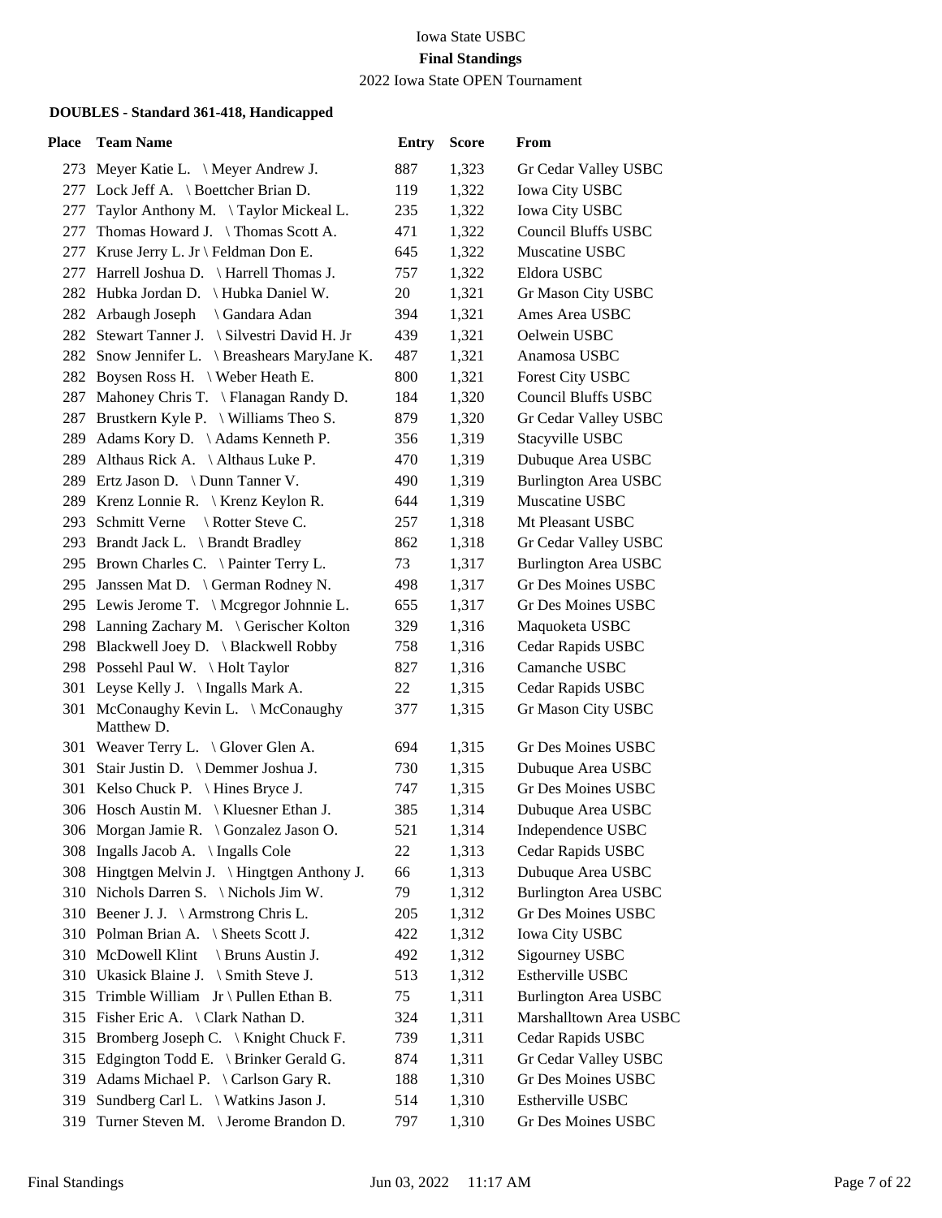Iowa State USBC

**Final Standings**

2022 Iowa State OPEN Tournament

### DOUBLES - Standard 361-418, Handicapped

| Place | Team Name | Entry | Score | From |
|---|---|---|---|---|
| 273 | Meyer Katie L. \ Meyer Andrew J. | 887 | 1,323 | Gr Cedar Valley USBC |
| 277 | Lock Jeff A. \ Boettcher Brian D. | 119 | 1,322 | Iowa City USBC |
| 277 | Taylor Anthony M. \ Taylor Mickeal L. | 235 | 1,322 | Iowa City USBC |
| 277 | Thomas Howard J. \ Thomas Scott A. | 471 | 1,322 | Council Bluffs USBC |
| 277 | Kruse Jerry L. Jr \ Feldman Don E. | 645 | 1,322 | Muscatine USBC |
| 277 | Harrell Joshua D. \ Harrell Thomas J. | 757 | 1,322 | Eldora USBC |
| 282 | Hubka Jordan D. \ Hubka Daniel W. | 20 | 1,321 | Gr Mason City USBC |
| 282 | Arbaugh Joseph \ Gandara Adan | 394 | 1,321 | Ames Area USBC |
| 282 | Stewart Tanner J. \ Silvestri David H. Jr | 439 | 1,321 | Oelwein USBC |
| 282 | Snow Jennifer L. \ Breashears MaryJane K. | 487 | 1,321 | Anamosa USBC |
| 282 | Boysen Ross H. \ Weber Heath E. | 800 | 1,321 | Forest City USBC |
| 287 | Mahoney Chris T. \ Flanagan Randy D. | 184 | 1,320 | Council Bluffs USBC |
| 287 | Brustkern Kyle P. \ Williams Theo S. | 879 | 1,320 | Gr Cedar Valley USBC |
| 289 | Adams Kory D. \ Adams Kenneth P. | 356 | 1,319 | Stacyville USBC |
| 289 | Althaus Rick A. \ Althaus Luke P. | 470 | 1,319 | Dubuque Area USBC |
| 289 | Ertz Jason D. \ Dunn Tanner V. | 490 | 1,319 | Burlington Area USBC |
| 289 | Krenz Lonnie R. \ Krenz Keylon R. | 644 | 1,319 | Muscatine USBC |
| 293 | Schmitt Verne \ Rotter Steve C. | 257 | 1,318 | Mt Pleasant USBC |
| 293 | Brandt Jack L. \ Brandt Bradley | 862 | 1,318 | Gr Cedar Valley USBC |
| 295 | Brown Charles C. \ Painter Terry L. | 73 | 1,317 | Burlington Area USBC |
| 295 | Janssen Mat D. \ German Rodney N. | 498 | 1,317 | Gr Des Moines USBC |
| 295 | Lewis Jerome T. \ Mcgregor Johnnie L. | 655 | 1,317 | Gr Des Moines USBC |
| 298 | Lanning Zachary M. \ Gerischer Kolton | 329 | 1,316 | Maquoketa USBC |
| 298 | Blackwell Joey D. \ Blackwell Robby | 758 | 1,316 | Cedar Rapids USBC |
| 298 | Possehl Paul W. \ Holt Taylor | 827 | 1,316 | Camanche USBC |
| 301 | Leyse Kelly J. \ Ingalls Mark A. | 22 | 1,315 | Cedar Rapids USBC |
| 301 | McConaughy Kevin L. \ McConaughy Matthew D. | 377 | 1,315 | Gr Mason City USBC |
| 301 | Weaver Terry L. \ Glover Glen A. | 694 | 1,315 | Gr Des Moines USBC |
| 301 | Stair Justin D. \ Demmer Joshua J. | 730 | 1,315 | Dubuque Area USBC |
| 301 | Kelso Chuck P. \ Hines Bryce J. | 747 | 1,315 | Gr Des Moines USBC |
| 306 | Hosch Austin M. \ Kluesner Ethan J. | 385 | 1,314 | Dubuque Area USBC |
| 306 | Morgan Jamie R. \ Gonzalez Jason O. | 521 | 1,314 | Independence USBC |
| 308 | Ingalls Jacob A. \ Ingalls Cole | 22 | 1,313 | Cedar Rapids USBC |
| 308 | Hingtgen Melvin J. \ Hingtgen Anthony J. | 66 | 1,313 | Dubuque Area USBC |
| 310 | Nichols Darren S. \ Nichols Jim W. | 79 | 1,312 | Burlington Area USBC |
| 310 | Beener J. J. \ Armstrong Chris L. | 205 | 1,312 | Gr Des Moines USBC |
| 310 | Polman Brian A. \ Sheets Scott J. | 422 | 1,312 | Iowa City USBC |
| 310 | McDowell Klint \ Bruns Austin J. | 492 | 1,312 | Sigourney USBC |
| 310 | Ukasick Blaine J. \ Smith Steve J. | 513 | 1,312 | Estherville USBC |
| 315 | Trimble William Jr \ Pullen Ethan B. | 75 | 1,311 | Burlington Area USBC |
| 315 | Fisher Eric A. \ Clark Nathan D. | 324 | 1,311 | Marshalltown Area USBC |
| 315 | Bromberg Joseph C. \ Knight Chuck F. | 739 | 1,311 | Cedar Rapids USBC |
| 315 | Edgington Todd E. \ Brinker Gerald G. | 874 | 1,311 | Gr Cedar Valley USBC |
| 319 | Adams Michael P. \ Carlson Gary R. | 188 | 1,310 | Gr Des Moines USBC |
| 319 | Sundberg Carl L. \ Watkins Jason J. | 514 | 1,310 | Estherville USBC |
| 319 | Turner Steven M. \ Jerome Brandon D. | 797 | 1,310 | Gr Des Moines USBC |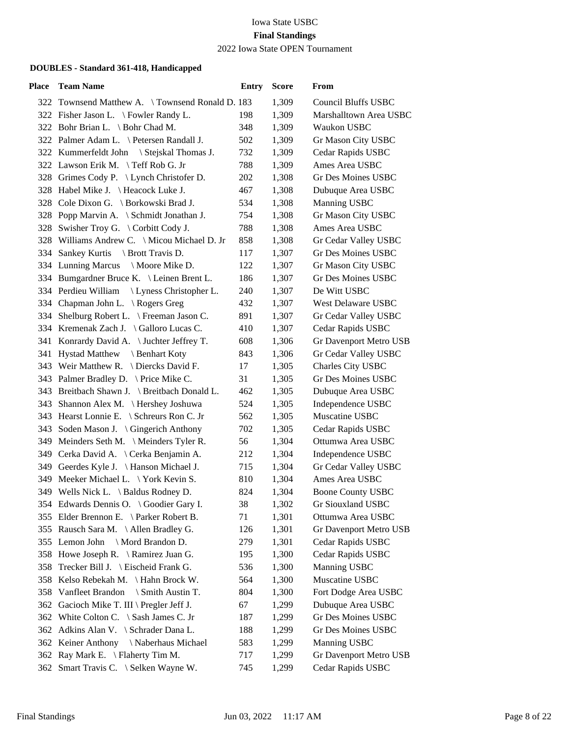Iowa State USBC

**Final Standings**

2022 Iowa State OPEN Tournament

**DOUBLES - Standard 361-418, Handicapped**

| Place | Team Name | Entry | Score | From |
|---|---|---|---|---|
| 322 | Townsend Matthew A. \ Townsend Ronald D. | 183 | 1,309 | Council Bluffs USBC |
| 322 | Fisher Jason L. \ Fowler Randy L. | 198 | 1,309 | Marshalltown Area USBC |
| 322 | Bohr Brian L. \ Bohr Chad M. | 348 | 1,309 | Waukon USBC |
| 322 | Palmer Adam L. \ Petersen Randall J. | 502 | 1,309 | Gr Mason City USBC |
| 322 | Kummerfeldt John \ Stejskal Thomas J. | 732 | 1,309 | Cedar Rapids USBC |
| 322 | Lawson Erik M. \ Teff Rob G. Jr | 788 | 1,309 | Ames Area USBC |
| 328 | Grimes Cody P. \ Lynch Christofer D. | 202 | 1,308 | Gr Des Moines USBC |
| 328 | Habel Mike J. \ Heacock Luke J. | 467 | 1,308 | Dubuque Area USBC |
| 328 | Cole Dixon G. \ Borkowski Brad J. | 534 | 1,308 | Manning USBC |
| 328 | Popp Marvin A. \ Schmidt Jonathan J. | 754 | 1,308 | Gr Mason City USBC |
| 328 | Swisher Troy G. \ Corbitt Cody J. | 788 | 1,308 | Ames Area USBC |
| 328 | Williams Andrew C. \ Micou Michael D. Jr | 858 | 1,308 | Gr Cedar Valley USBC |
| 334 | Sankey Kurtis \ Brott Travis D. | 117 | 1,307 | Gr Des Moines USBC |
| 334 | Lunning Marcus \ Moore Mike D. | 122 | 1,307 | Gr Mason City USBC |
| 334 | Bumgardner Bruce K. \ Leinen Brent L. | 186 | 1,307 | Gr Des Moines USBC |
| 334 | Perdieu William \ Lyness Christopher L. | 240 | 1,307 | De Witt USBC |
| 334 | Chapman John L. \ Rogers Greg | 432 | 1,307 | West Delaware USBC |
| 334 | Shelburg Robert L. \ Freeman Jason C. | 891 | 1,307 | Gr Cedar Valley USBC |
| 334 | Kremenak Zach J. \ Galloro Lucas C. | 410 | 1,307 | Cedar Rapids USBC |
| 341 | Konrardy David A. \ Juchter Jeffrey T. | 608 | 1,306 | Gr Davenport Metro USB |
| 341 | Hystad Matthew \ Benhart Koty | 843 | 1,306 | Gr Cedar Valley USBC |
| 343 | Weir Matthew R. \ Diercks David F. | 17 | 1,305 | Charles City USBC |
| 343 | Palmer Bradley D. \ Price Mike C. | 31 | 1,305 | Gr Des Moines USBC |
| 343 | Breitbach Shawn J. \ Breitbach Donald L. | 462 | 1,305 | Dubuque Area USBC |
| 343 | Shannon Alex M. \ Hershey Joshuwa | 524 | 1,305 | Independence USBC |
| 343 | Hearst Lonnie E. \ Schreurs Ron C. Jr | 562 | 1,305 | Muscatine USBC |
| 343 | Soden Mason J. \ Gingerich Anthony | 702 | 1,305 | Cedar Rapids USBC |
| 349 | Meinders Seth M. \ Meinders Tyler R. | 56 | 1,304 | Ottumwa Area USBC |
| 349 | Cerka David A. \ Cerka Benjamin A. | 212 | 1,304 | Independence USBC |
| 349 | Geerdes Kyle J. \ Hanson Michael J. | 715 | 1,304 | Gr Cedar Valley USBC |
| 349 | Meeker Michael L. \ York Kevin S. | 810 | 1,304 | Ames Area USBC |
| 349 | Wells Nick L. \ Baldus Rodney D. | 824 | 1,304 | Boone County USBC |
| 354 | Edwards Dennis O. \ Goodier Gary I. | 38 | 1,302 | Gr Siouxland USBC |
| 355 | Elder Brennon E. \ Parker Robert B. | 71 | 1,301 | Ottumwa Area USBC |
| 355 | Rausch Sara M. \ Allen Bradley G. | 126 | 1,301 | Gr Davenport Metro USB |
| 355 | Lemon John \ Mord Brandon D. | 279 | 1,301 | Cedar Rapids USBC |
| 358 | Howe Joseph R. \ Ramirez Juan G. | 195 | 1,300 | Cedar Rapids USBC |
| 358 | Trecker Bill J. \ Eischeid Frank G. | 536 | 1,300 | Manning USBC |
| 358 | Kelso Rebekah M. \ Hahn Brock W. | 564 | 1,300 | Muscatine USBC |
| 358 | Vanfleet Brandon \ Smith Austin T. | 804 | 1,300 | Fort Dodge Area USBC |
| 362 | Gacioch Mike T. III \ Pregler Jeff J. | 67 | 1,299 | Dubuque Area USBC |
| 362 | White Colton C. \ Sash James C. Jr | 187 | 1,299 | Gr Des Moines USBC |
| 362 | Adkins Alan V. \ Schrader Dana L. | 188 | 1,299 | Gr Des Moines USBC |
| 362 | Keiner Anthony \ Naberhaus Michael | 583 | 1,299 | Manning USBC |
| 362 | Ray Mark E. \ Flaherty Tim M. | 717 | 1,299 | Gr Davenport Metro USB |
| 362 | Smart Travis C. \ Selken Wayne W. | 745 | 1,299 | Cedar Rapids USBC |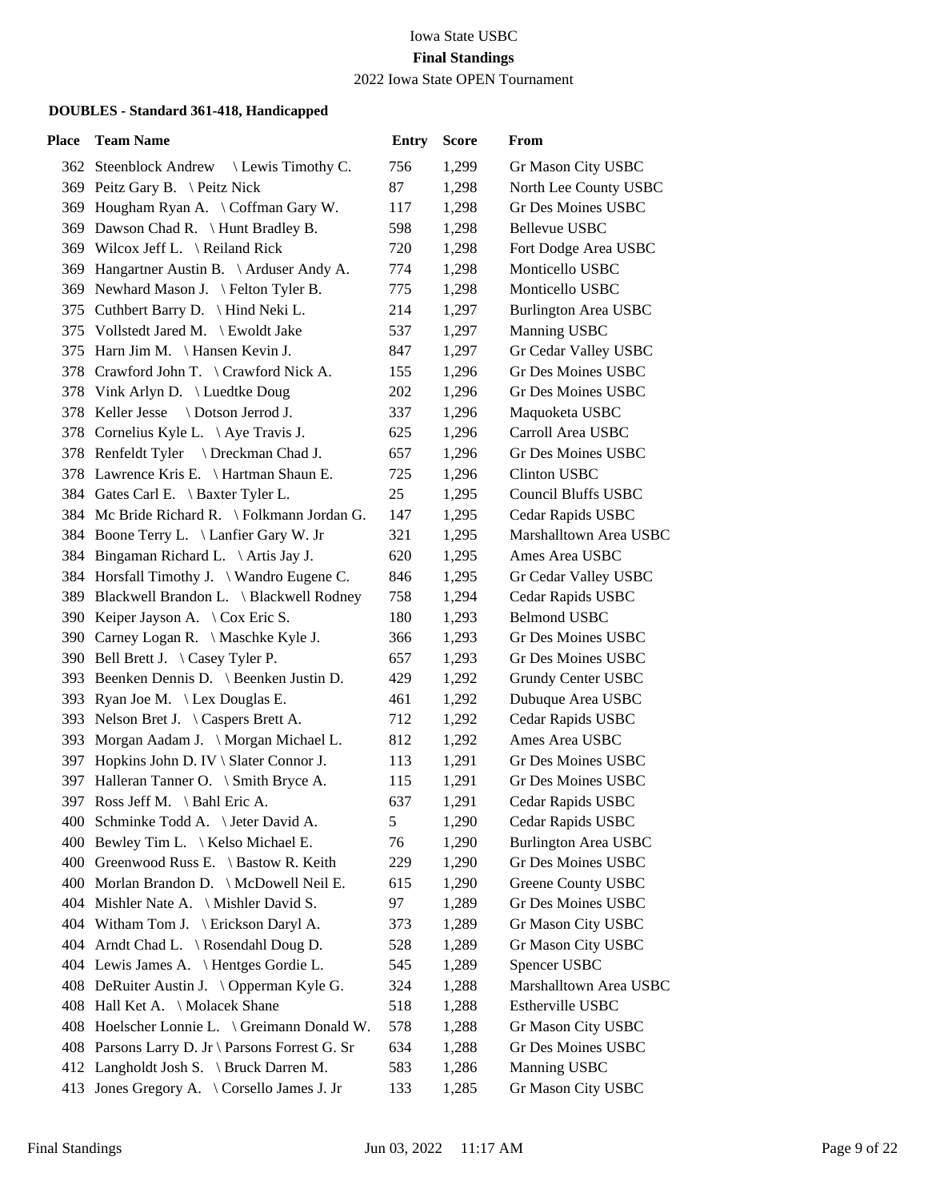# Iowa State USBC

## Final Standings

2022 Iowa State OPEN Tournament

### DOUBLES - Standard 361-418, Handicapped

| Place | Team Name | Entry | Score | From |
|---|---|---|---|---|
| 362 | Steenblock Andrew \ Lewis Timothy C. | 756 | 1,299 | Gr Mason City USBC |
| 369 | Peitz Gary B. \ Peitz Nick | 87 | 1,298 | North Lee County USBC |
| 369 | Hougham Ryan A. \ Coffman Gary W. | 117 | 1,298 | Gr Des Moines USBC |
| 369 | Dawson Chad R. \ Hunt Bradley B. | 598 | 1,298 | Bellevue USBC |
| 369 | Wilcox Jeff L. \ Reiland Rick | 720 | 1,298 | Fort Dodge Area USBC |
| 369 | Hangartner Austin B. \ Arduser Andy A. | 774 | 1,298 | Monticello USBC |
| 369 | Newhard Mason J. \ Felton Tyler B. | 775 | 1,298 | Monticello USBC |
| 375 | Cuthbert Barry D. \ Hind Neki L. | 214 | 1,297 | Burlington Area USBC |
| 375 | Vollstedt Jared M. \ Ewoldt Jake | 537 | 1,297 | Manning USBC |
| 375 | Harn Jim M. \ Hansen Kevin J. | 847 | 1,297 | Gr Cedar Valley USBC |
| 378 | Crawford John T. \ Crawford Nick A. | 155 | 1,296 | Gr Des Moines USBC |
| 378 | Vink Arlyn D. \ Luedtke Doug | 202 | 1,296 | Gr Des Moines USBC |
| 378 | Keller Jesse \ Dotson Jerrod J. | 337 | 1,296 | Maquoketa USBC |
| 378 | Cornelius Kyle L. \ Aye Travis J. | 625 | 1,296 | Carroll Area USBC |
| 378 | Renfeldt Tyler \ Dreckman Chad J. | 657 | 1,296 | Gr Des Moines USBC |
| 378 | Lawrence Kris E. \ Hartman Shaun E. | 725 | 1,296 | Clinton USBC |
| 384 | Gates Carl E. \ Baxter Tyler L. | 25 | 1,295 | Council Bluffs USBC |
| 384 | Mc Bride Richard R. \ Folkmann Jordan G. | 147 | 1,295 | Cedar Rapids USBC |
| 384 | Boone Terry L. \ Lanfier Gary W. Jr | 321 | 1,295 | Marshalltown Area USBC |
| 384 | Bingaman Richard L. \ Artis Jay J. | 620 | 1,295 | Ames Area USBC |
| 384 | Horsfall Timothy J. \ Wandro Eugene C. | 846 | 1,295 | Gr Cedar Valley USBC |
| 389 | Blackwell Brandon L. \ Blackwell Rodney | 758 | 1,294 | Cedar Rapids USBC |
| 390 | Keiper Jayson A. \ Cox Eric S. | 180 | 1,293 | Belmond USBC |
| 390 | Carney Logan R. \ Maschke Kyle J. | 366 | 1,293 | Gr Des Moines USBC |
| 390 | Bell Brett J. \ Casey Tyler P. | 657 | 1,293 | Gr Des Moines USBC |
| 393 | Beenken Dennis D. \ Beenken Justin D. | 429 | 1,292 | Grundy Center USBC |
| 393 | Ryan Joe M. \ Lex Douglas E. | 461 | 1,292 | Dubuque Area USBC |
| 393 | Nelson Bret J. \ Caspers Brett A. | 712 | 1,292 | Cedar Rapids USBC |
| 393 | Morgan Aadam J. \ Morgan Michael L. | 812 | 1,292 | Ames Area USBC |
| 397 | Hopkins John D. IV \ Slater Connor J. | 113 | 1,291 | Gr Des Moines USBC |
| 397 | Halleran Tanner O. \ Smith Bryce A. | 115 | 1,291 | Gr Des Moines USBC |
| 397 | Ross Jeff M. \ Bahl Eric A. | 637 | 1,291 | Cedar Rapids USBC |
| 400 | Schminke Todd A. \ Jeter David A. | 5 | 1,290 | Cedar Rapids USBC |
| 400 | Bewley Tim L. \ Kelso Michael E. | 76 | 1,290 | Burlington Area USBC |
| 400 | Greenwood Russ E. \ Bastow R. Keith | 229 | 1,290 | Gr Des Moines USBC |
| 400 | Morlan Brandon D. \ McDowell Neil E. | 615 | 1,290 | Greene County USBC |
| 404 | Mishler Nate A. \ Mishler David S. | 97 | 1,289 | Gr Des Moines USBC |
| 404 | Witham Tom J. \ Erickson Daryl A. | 373 | 1,289 | Gr Mason City USBC |
| 404 | Arndt Chad L. \ Rosendahl Doug D. | 528 | 1,289 | Gr Mason City USBC |
| 404 | Lewis James A. \ Hentges Gordie L. | 545 | 1,289 | Spencer USBC |
| 408 | DeRuiter Austin J. \ Opperman Kyle G. | 324 | 1,288 | Marshalltown Area USBC |
| 408 | Hall Ket A. \ Molacek Shane | 518 | 1,288 | Estherville USBC |
| 408 | Hoelscher Lonnie L. \ Greimann Donald W. | 578 | 1,288 | Gr Mason City USBC |
| 408 | Parsons Larry D. Jr \ Parsons Forrest G. Sr | 634 | 1,288 | Gr Des Moines USBC |
| 412 | Langholdt Josh S. \ Bruck Darren M. | 583 | 1,286 | Manning USBC |
| 413 | Jones Gregory A. \ Corsello James J. Jr | 133 | 1,285 | Gr Mason City USBC |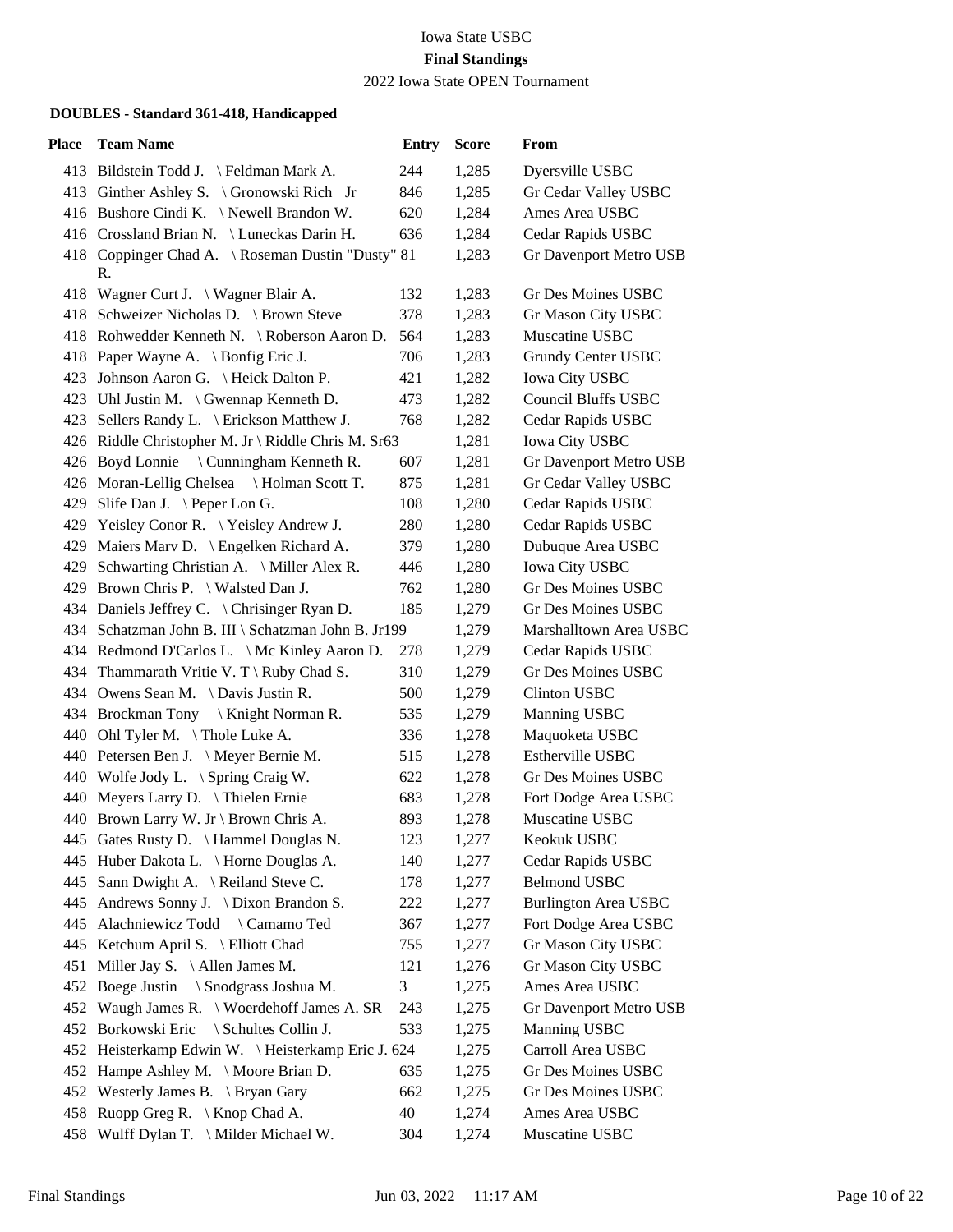Iowa State USBC

**Final Standings**

2022 Iowa State OPEN Tournament

**DOUBLES - Standard 361-418, Handicapped**

| Place | Team Name | Entry | Score | From |
|---|---|---|---|---|
| 413 | Bildstein Todd J. \ Feldman Mark A. | 244 | 1,285 | Dyersville USBC |
| 413 | Ginther Ashley S. \ Gronowski Rich Jr | 846 | 1,285 | Gr Cedar Valley USBC |
| 416 | Bushore Cindi K. \ Newell Brandon W. | 620 | 1,284 | Ames Area USBC |
| 416 | Crossland Brian N. \ Luneckas Darin H. | 636 | 1,284 | Cedar Rapids USBC |
| 418 | Coppinger Chad A. \ Roseman Dustin "Dusty" R. | 81 | 1,283 | Gr Davenport Metro USB |
| 418 | Wagner Curt J. \ Wagner Blair A. | 132 | 1,283 | Gr Des Moines USBC |
| 418 | Schweizer Nicholas D. \ Brown Steve | 378 | 1,283 | Gr Mason City USBC |
| 418 | Rohwedder Kenneth N. \ Roberson Aaron D. | 564 | 1,283 | Muscatine USBC |
| 418 | Paper Wayne A. \ Bonfig Eric J. | 706 | 1,283 | Grundy Center USBC |
| 423 | Johnson Aaron G. \ Heick Dalton P. | 421 | 1,282 | Iowa City USBC |
| 423 | Uhl Justin M. \ Gwennap Kenneth D. | 473 | 1,282 | Council Bluffs USBC |
| 423 | Sellers Randy L. \ Erickson Matthew J. | 768 | 1,282 | Cedar Rapids USBC |
| 426 | Riddle Christopher M. Jr \ Riddle Chris M. Sr | 63 | 1,281 | Iowa City USBC |
| 426 | Boyd Lonnie \ Cunningham Kenneth R. | 607 | 1,281 | Gr Davenport Metro USB |
| 426 | Moran-Lellig Chelsea \ Holman Scott T. | 875 | 1,281 | Gr Cedar Valley USBC |
| 429 | Slife Dan J. \ Peper Lon G. | 108 | 1,280 | Cedar Rapids USBC |
| 429 | Yeisley Conor R. \ Yeisley Andrew J. | 280 | 1,280 | Cedar Rapids USBC |
| 429 | Maiers Marv D. \ Engelken Richard A. | 379 | 1,280 | Dubuque Area USBC |
| 429 | Schwarting Christian A. \ Miller Alex R. | 446 | 1,280 | Iowa City USBC |
| 429 | Brown Chris P. \ Walsted Dan J. | 762 | 1,280 | Gr Des Moines USBC |
| 434 | Daniels Jeffrey C. \ Chrisinger Ryan D. | 185 | 1,279 | Gr Des Moines USBC |
| 434 | Schatzman John B. III \ Schatzman John B. Jr | 199 | 1,279 | Marshalltown Area USBC |
| 434 | Redmond D'Carlos L. \ Mc Kinley Aaron D. | 278 | 1,279 | Cedar Rapids USBC |
| 434 | Thammarath Vritie V. T \ Ruby Chad S. | 310 | 1,279 | Gr Des Moines USBC |
| 434 | Owens Sean M. \ Davis Justin R. | 500 | 1,279 | Clinton USBC |
| 434 | Brockman Tony \ Knight Norman R. | 535 | 1,279 | Manning USBC |
| 440 | Ohl Tyler M. \ Thole Luke A. | 336 | 1,278 | Maquoketa USBC |
| 440 | Petersen Ben J. \ Meyer Bernie M. | 515 | 1,278 | Estherville USBC |
| 440 | Wolfe Jody L. \ Spring Craig W. | 622 | 1,278 | Gr Des Moines USBC |
| 440 | Meyers Larry D. \ Thielen Ernie | 683 | 1,278 | Fort Dodge Area USBC |
| 440 | Brown Larry W. Jr \ Brown Chris A. | 893 | 1,278 | Muscatine USBC |
| 445 | Gates Rusty D. \ Hammel Douglas N. | 123 | 1,277 | Keokuk USBC |
| 445 | Huber Dakota L. \ Horne Douglas A. | 140 | 1,277 | Cedar Rapids USBC |
| 445 | Sann Dwight A. \ Reiland Steve C. | 178 | 1,277 | Belmond USBC |
| 445 | Andrews Sonny J. \ Dixon Brandon S. | 222 | 1,277 | Burlington Area USBC |
| 445 | Alachniewicz Todd \ Camamo Ted | 367 | 1,277 | Fort Dodge Area USBC |
| 445 | Ketchum April S. \ Elliott Chad | 755 | 1,277 | Gr Mason City USBC |
| 451 | Miller Jay S. \ Allen James M. | 121 | 1,276 | Gr Mason City USBC |
| 452 | Boege Justin \ Snodgrass Joshua M. | 3 | 1,275 | Ames Area USBC |
| 452 | Waugh James R. \ Woerdehoff James A. SR | 243 | 1,275 | Gr Davenport Metro USB |
| 452 | Borkowski Eric \ Schultes Collin J. | 533 | 1,275 | Manning USBC |
| 452 | Heisterkamp Edwin W. \ Heisterkamp Eric J. | 624 | 1,275 | Carroll Area USBC |
| 452 | Hampe Ashley M. \ Moore Brian D. | 635 | 1,275 | Gr Des Moines USBC |
| 452 | Westerly James B. \ Bryan Gary | 662 | 1,275 | Gr Des Moines USBC |
| 458 | Ruopp Greg R. \ Knop Chad A. | 40 | 1,274 | Ames Area USBC |
| 458 | Wulff Dylan T. \ Milder Michael W. | 304 | 1,274 | Muscatine USBC |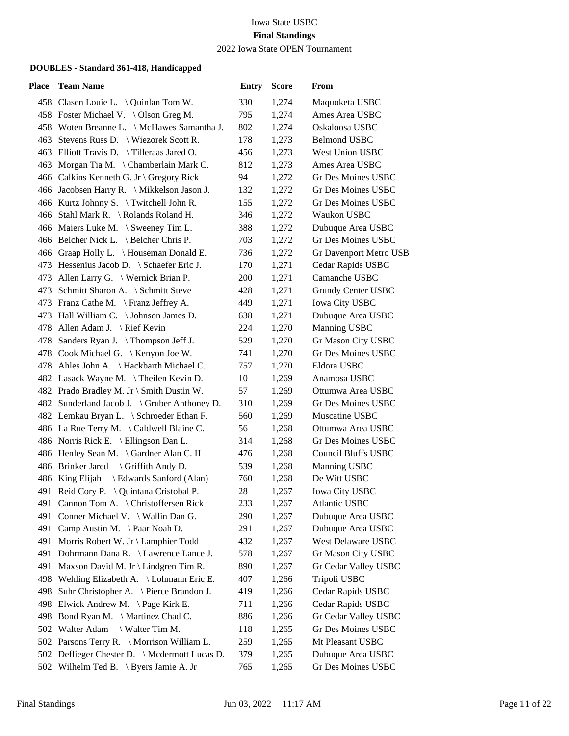Iowa State USBC

**Final Standings**

2022 Iowa State OPEN Tournament

**DOUBLES - Standard 361-418, Handicapped**

| Place | Team Name | Entry | Score | From |
|---|---|---|---|---|
| 458 | Clasen Louie L. \ Quinlan Tom W. | 330 | 1,274 | Maquoketa USBC |
| 458 | Foster Michael V. \ Olson Greg M. | 795 | 1,274 | Ames Area USBC |
| 458 | Woten Breanne L. \ McHawes Samantha J. | 802 | 1,274 | Oskaloosa USBC |
| 463 | Stevens Russ D. \ Wiezorek Scott R. | 178 | 1,273 | Belmond USBC |
| 463 | Elliott Travis D. \ Tilleraas Jared O. | 456 | 1,273 | West Union USBC |
| 463 | Morgan Tia M. \ Chamberlain Mark C. | 812 | 1,273 | Ames Area USBC |
| 466 | Calkins Kenneth G. Jr \ Gregory Rick | 94 | 1,272 | Gr Des Moines USBC |
| 466 | Jacobsen Harry R. \ Mikkelson Jason J. | 132 | 1,272 | Gr Des Moines USBC |
| 466 | Kurtz Johnny S. \ Twitchell John R. | 155 | 1,272 | Gr Des Moines USBC |
| 466 | Stahl Mark R. \ Rolands Roland H. | 346 | 1,272 | Waukon USBC |
| 466 | Maiers Luke M. \ Sweeney Tim L. | 388 | 1,272 | Dubuque Area USBC |
| 466 | Belcher Nick L. \ Belcher Chris P. | 703 | 1,272 | Gr Des Moines USBC |
| 466 | Graap Holly L. \ Houseman Donald E. | 736 | 1,272 | Gr Davenport Metro USB |
| 473 | Hessenius Jacob D. \ Schaefer Eric J. | 170 | 1,271 | Cedar Rapids USBC |
| 473 | Allen Larry G. \ Wernick Brian P. | 200 | 1,271 | Camanche USBC |
| 473 | Schmitt Sharon A. \ Schmitt Steve | 428 | 1,271 | Grundy Center USBC |
| 473 | Franz Cathe M. \ Franz Jeffrey A. | 449 | 1,271 | Iowa City USBC |
| 473 | Hall William C. \ Johnson James D. | 638 | 1,271 | Dubuque Area USBC |
| 478 | Allen Adam J. \ Rief Kevin | 224 | 1,270 | Manning USBC |
| 478 | Sanders Ryan J. \ Thompson Jeff J. | 529 | 1,270 | Gr Mason City USBC |
| 478 | Cook Michael G. \ Kenyon Joe W. | 741 | 1,270 | Gr Des Moines USBC |
| 478 | Ahles John A. \ Hackbarth Michael C. | 757 | 1,270 | Eldora USBC |
| 482 | Lasack Wayne M. \ Theilen Kevin D. | 10 | 1,269 | Anamosa USBC |
| 482 | Prado Bradley M. Jr \ Smith Dustin W. | 57 | 1,269 | Ottumwa Area USBC |
| 482 | Sunderland Jacob J. \ Gruber Anthony D. | 310 | 1,269 | Gr Des Moines USBC |
| 482 | Lemkau Bryan L. \ Schroeder Ethan F. | 560 | 1,269 | Muscatine USBC |
| 486 | La Rue Terry M. \ Caldwell Blaine C. | 56 | 1,268 | Ottumwa Area USBC |
| 486 | Norris Rick E. \ Ellingson Dan L. | 314 | 1,268 | Gr Des Moines USBC |
| 486 | Henley Sean M. \ Gardner Alan C. II | 476 | 1,268 | Council Bluffs USBC |
| 486 | Brinker Jared \ Griffith Andy D. | 539 | 1,268 | Manning USBC |
| 486 | King Elijah \ Edwards Sanford (Alan) | 760 | 1,268 | De Witt USBC |
| 491 | Reid Cory P. \ Quintana Cristobal P. | 28 | 1,267 | Iowa City USBC |
| 491 | Cannon Tom A. \ Christoffersen Rick | 233 | 1,267 | Atlantic USBC |
| 491 | Conner Michael V. \ Wallin Dan G. | 290 | 1,267 | Dubuque Area USBC |
| 491 | Camp Austin M. \ Paar Noah D. | 291 | 1,267 | Dubuque Area USBC |
| 491 | Morris Robert W. Jr \ Lamphier Todd | 432 | 1,267 | West Delaware USBC |
| 491 | Dohrmann Dana R. \ Lawrence Lance J. | 578 | 1,267 | Gr Mason City USBC |
| 491 | Maxson David M. Jr \ Lindgren Tim R. | 890 | 1,267 | Gr Cedar Valley USBC |
| 498 | Wehling Elizabeth A. \ Lohmann Eric E. | 407 | 1,266 | Tripoli USBC |
| 498 | Suhr Christopher A. \ Pierce Brandon J. | 419 | 1,266 | Cedar Rapids USBC |
| 498 | Elwick Andrew M. \ Page Kirk E. | 711 | 1,266 | Cedar Rapids USBC |
| 498 | Bond Ryan M. \ Martinez Chad C. | 886 | 1,266 | Gr Cedar Valley USBC |
| 502 | Walter Adam \ Walter Tim M. | 118 | 1,265 | Gr Des Moines USBC |
| 502 | Parsons Terry R. \ Morrison William L. | 259 | 1,265 | Mt Pleasant USBC |
| 502 | Deflieger Chester D. \ Mcdermott Lucas D. | 379 | 1,265 | Dubuque Area USBC |
| 502 | Wilhelm Ted B. \ Byers Jamie A. Jr | 765 | 1,265 | Gr Des Moines USBC |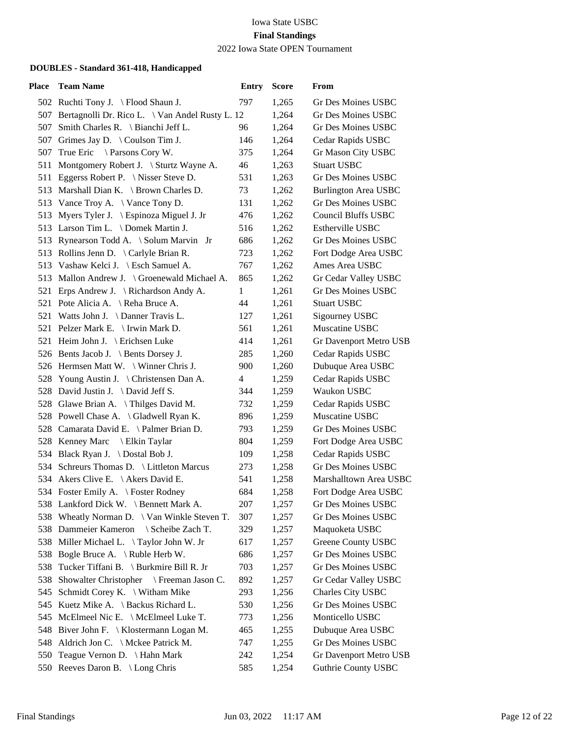Iowa State USBC

**Final Standings**

2022 Iowa State OPEN Tournament

**DOUBLES - Standard 361-418, Handicapped**

| Place | Team Name | Entry | Score | From |
|---|---|---|---|---|
| 502 | Ruchti Tony J. \ Flood Shaun J. | 797 | 1,265 | Gr Des Moines USBC |
| 507 | Bertagnolli Dr. Rico L. \ Van Andel Rusty L. | 12 | 1,264 | Gr Des Moines USBC |
| 507 | Smith Charles R. \ Bianchi Jeff L. | 96 | 1,264 | Gr Des Moines USBC |
| 507 | Grimes Jay D. \ Coulson Tim J. | 146 | 1,264 | Cedar Rapids USBC |
| 507 | True Eric \ Parsons Cory W. | 375 | 1,264 | Gr Mason City USBC |
| 511 | Montgomery Robert J. \ Sturtz Wayne A. | 46 | 1,263 | Stuart USBC |
| 511 | Eggerss Robert P. \ Nisser Steve D. | 531 | 1,263 | Gr Des Moines USBC |
| 513 | Marshall Dian K. \ Brown Charles D. | 73 | 1,262 | Burlington Area USBC |
| 513 | Vance Troy A. \ Vance Tony D. | 131 | 1,262 | Gr Des Moines USBC |
| 513 | Myers Tyler J. \ Espinoza Miguel J. Jr | 476 | 1,262 | Council Bluffs USBC |
| 513 | Larson Tim L. \ Domek Martin J. | 516 | 1,262 | Estherville USBC |
| 513 | Rynearson Todd A. \ Solum Marvin Jr | 686 | 1,262 | Gr Des Moines USBC |
| 513 | Rollins Jenn D. \ Carlyle Brian R. | 723 | 1,262 | Fort Dodge Area USBC |
| 513 | Vashaw Kelci J. \ Esch Samuel A. | 767 | 1,262 | Ames Area USBC |
| 513 | Mallon Andrew J. \ Groenewald Michael A. | 865 | 1,262 | Gr Cedar Valley USBC |
| 521 | Erps Andrew J. \ Richardson Andy A. | 1 | 1,261 | Gr Des Moines USBC |
| 521 | Pote Alicia A. \ Reha Bruce A. | 44 | 1,261 | Stuart USBC |
| 521 | Watts John J. \ Danner Travis L. | 127 | 1,261 | Sigourney USBC |
| 521 | Pelzer Mark E. \ Irwin Mark D. | 561 | 1,261 | Muscatine USBC |
| 521 | Heim John J. \ Erichsen Luke | 414 | 1,261 | Gr Davenport Metro USB |
| 526 | Bents Jacob J. \ Bents Dorsey J. | 285 | 1,260 | Cedar Rapids USBC |
| 526 | Hermsen Matt W. \ Winner Chris J. | 900 | 1,260 | Dubuque Area USBC |
| 528 | Young Austin J. \ Christensen Dan A. | 4 | 1,259 | Cedar Rapids USBC |
| 528 | David Justin J. \ David Jeff S. | 344 | 1,259 | Waukon USBC |
| 528 | Glawe Brian A. \ Thilges David M. | 732 | 1,259 | Cedar Rapids USBC |
| 528 | Powell Chase A. \ Gladwell Ryan K. | 896 | 1,259 | Muscatine USBC |
| 528 | Camarata David E. \ Palmer Brian D. | 793 | 1,259 | Gr Des Moines USBC |
| 528 | Kenney Marc \ Elkin Taylar | 804 | 1,259 | Fort Dodge Area USBC |
| 534 | Black Ryan J. \ Dostal Bob J. | 109 | 1,258 | Cedar Rapids USBC |
| 534 | Schreurs Thomas D. \ Littleton Marcus | 273 | 1,258 | Gr Des Moines USBC |
| 534 | Akers Clive E. \ Akers David E. | 541 | 1,258 | Marshalltown Area USBC |
| 534 | Foster Emily A. \ Foster Rodney | 684 | 1,258 | Fort Dodge Area USBC |
| 538 | Lankford Dick W. \ Bennett Mark A. | 207 | 1,257 | Gr Des Moines USBC |
| 538 | Wheatly Norman D. \ Van Winkle Steven T. | 307 | 1,257 | Gr Des Moines USBC |
| 538 | Dammeier Kameron \ Scheibe Zach T. | 329 | 1,257 | Maquoketa USBC |
| 538 | Miller Michael L. \ Taylor John W. Jr | 617 | 1,257 | Greene County USBC |
| 538 | Bogle Bruce A. \ Ruble Herb W. | 686 | 1,257 | Gr Des Moines USBC |
| 538 | Tucker Tiffani B. \ Burkmire Bill R. Jr | 703 | 1,257 | Gr Des Moines USBC |
| 538 | Showalter Christopher \ Freeman Jason C. | 892 | 1,257 | Gr Cedar Valley USBC |
| 545 | Schmidt Corey K. \ Witham Mike | 293 | 1,256 | Charles City USBC |
| 545 | Kuetz Mike A. \ Backus Richard L. | 530 | 1,256 | Gr Des Moines USBC |
| 545 | McElmeel Nic E. \ McElmeel Luke T. | 773 | 1,256 | Monticello USBC |
| 548 | Biver John F. \ Klostermann Logan M. | 465 | 1,255 | Dubuque Area USBC |
| 548 | Aldrich Jon C. \ Mckee Patrick M. | 747 | 1,255 | Gr Des Moines USBC |
| 550 | Teague Vernon D. \ Hahn Mark | 242 | 1,254 | Gr Davenport Metro USB |
| 550 | Reeves Daron B. \ Long Chris | 585 | 1,254 | Guthrie County USBC |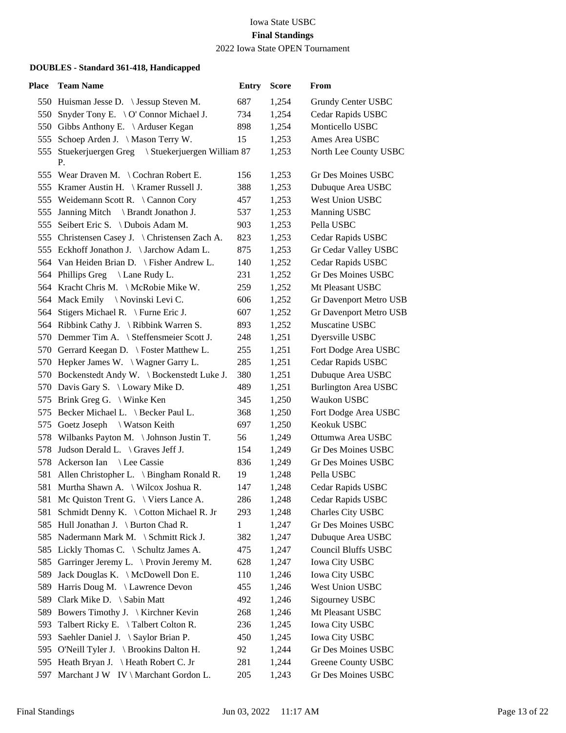Iowa State USBC

**Final Standings**

2022 Iowa State OPEN Tournament

### DOUBLES - Standard 361-418, Handicapped

| Place | Team Name | Entry | Score | From |
|---|---|---|---|---|
| 550 | Huisman Jesse D. \ Jessup Steven M. | 687 | 1,254 | Grundy Center USBC |
| 550 | Snyder Tony E. \ O' Connor Michael J. | 734 | 1,254 | Cedar Rapids USBC |
| 550 | Gibbs Anthony E. \ Arduser Kegan | 898 | 1,254 | Monticello USBC |
| 555 | Schoep Arden J. \ Mason Terry W. | 15 | 1,253 | Ames Area USBC |
| 555 | Stuekerjuergen Greg \ Stuekerjuergen William P. | 87 | 1,253 | North Lee County USBC |
| 555 | Wear Draven M. \ Cochran Robert E. | 156 | 1,253 | Gr Des Moines USBC |
| 555 | Kramer Austin H. \ Kramer Russell J. | 388 | 1,253 | Dubuque Area USBC |
| 555 | Weidemann Scott R. \ Cannon Cory | 457 | 1,253 | West Union USBC |
| 555 | Janning Mitch \ Brandt Jonathon J. | 537 | 1,253 | Manning USBC |
| 555 | Seibert Eric S. \ Dubois Adam M. | 903 | 1,253 | Pella USBC |
| 555 | Christensen Casey J. \ Christensen Zach A. | 823 | 1,253 | Cedar Rapids USBC |
| 555 | Eckhoff Jonathon J. \ Jarchow Adam L. | 875 | 1,253 | Gr Cedar Valley USBC |
| 564 | Van Heiden Brian D. \ Fisher Andrew L. | 140 | 1,252 | Cedar Rapids USBC |
| 564 | Phillips Greg \ Lane Rudy L. | 231 | 1,252 | Gr Des Moines USBC |
| 564 | Kracht Chris M. \ McRobie Mike W. | 259 | 1,252 | Mt Pleasant USBC |
| 564 | Mack Emily \ Novinski Levi C. | 606 | 1,252 | Gr Davenport Metro USB |
| 564 | Stigers Michael R. \ Furne Eric J. | 607 | 1,252 | Gr Davenport Metro USB |
| 564 | Ribbink Cathy J. \ Ribbink Warren S. | 893 | 1,252 | Muscatine USBC |
| 570 | Demmer Tim A. \ Steffensmeier Scott J. | 248 | 1,251 | Dyersville USBC |
| 570 | Gerrard Keegan D. \ Foster Matthew L. | 255 | 1,251 | Fort Dodge Area USBC |
| 570 | Hepker James W. \ Wagner Garry L. | 285 | 1,251 | Cedar Rapids USBC |
| 570 | Bockenstedt Andy W. \ Bockenstedt Luke J. | 380 | 1,251 | Dubuque Area USBC |
| 570 | Davis Gary S. \ Lowary Mike D. | 489 | 1,251 | Burlington Area USBC |
| 575 | Brink Greg G. \ Winke Ken | 345 | 1,250 | Waukon USBC |
| 575 | Becker Michael L. \ Becker Paul L. | 368 | 1,250 | Fort Dodge Area USBC |
| 575 | Goetz Joseph \ Watson Keith | 697 | 1,250 | Keokuk USBC |
| 578 | Wilbanks Payton M. \ Johnson Justin T. | 56 | 1,249 | Ottumwa Area USBC |
| 578 | Judson Derald L. \ Graves Jeff J. | 154 | 1,249 | Gr Des Moines USBC |
| 578 | Ackerson Ian \ Lee Cassie | 836 | 1,249 | Gr Des Moines USBC |
| 581 | Allen Christopher L. \ Bingham Ronald R. | 19 | 1,248 | Pella USBC |
| 581 | Murtha Shawn A. \ Wilcox Joshua R. | 147 | 1,248 | Cedar Rapids USBC |
| 581 | Mc Quiston Trent G. \ Viers Lance A. | 286 | 1,248 | Cedar Rapids USBC |
| 581 | Schmidt Denny K. \ Cotton Michael R. Jr | 293 | 1,248 | Charles City USBC |
| 585 | Hull Jonathan J. \ Burton Chad R. | 1 | 1,247 | Gr Des Moines USBC |
| 585 | Nadermann Mark M. \ Schmitt Rick J. | 382 | 1,247 | Dubuque Area USBC |
| 585 | Lickly Thomas C. \ Schultz James A. | 475 | 1,247 | Council Bluffs USBC |
| 585 | Garringer Jeremy L. \ Provin Jeremy M. | 628 | 1,247 | Iowa City USBC |
| 589 | Jack Douglas K. \ McDowell Don E. | 110 | 1,246 | Iowa City USBC |
| 589 | Harris Doug M. \ Lawrence Devon | 455 | 1,246 | West Union USBC |
| 589 | Clark Mike D. \ Sabin Matt | 492 | 1,246 | Sigourney USBC |
| 589 | Bowers Timothy J. \ Kirchner Kevin | 268 | 1,246 | Mt Pleasant USBC |
| 593 | Talbert Ricky E. \ Talbert Colton R. | 236 | 1,245 | Iowa City USBC |
| 593 | Saehler Daniel J. \ Saylor Brian P. | 450 | 1,245 | Iowa City USBC |
| 595 | O'Neill Tyler J. \ Brookins Dalton H. | 92 | 1,244 | Gr Des Moines USBC |
| 595 | Heath Bryan J. \ Heath Robert C. Jr | 281 | 1,244 | Greene County USBC |
| 597 | Marchant J W IV \ Marchant Gordon L. | 205 | 1,243 | Gr Des Moines USBC |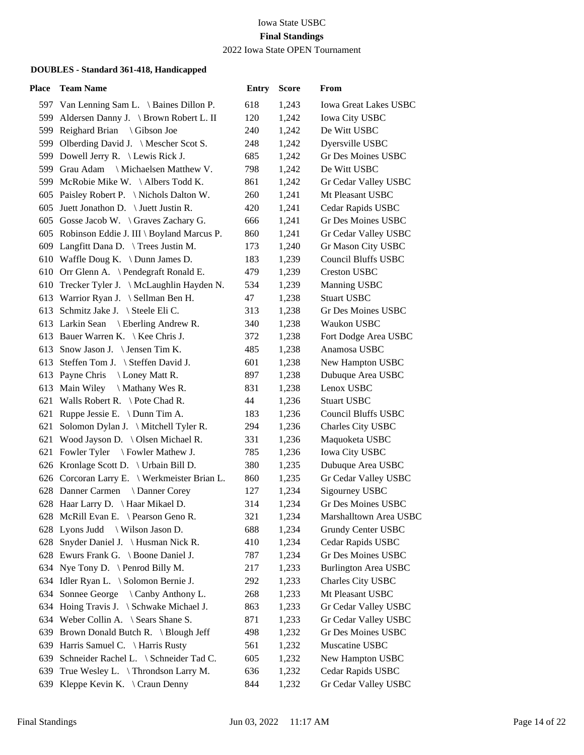Iowa State USBC

**Final Standings**

2022 Iowa State OPEN Tournament

### DOUBLES - Standard 361-418, Handicapped

| Place | Team Name | Entry | Score | From |
|---|---|---|---|---|
| 597 | Van Lenning Sam L. \ Baines Dillon P. | 618 | 1,243 | Iowa Great Lakes USBC |
| 599 | Aldersen Danny J. \ Brown Robert L. II | 120 | 1,242 | Iowa City USBC |
| 599 | Reighard Brian \ Gibson Joe | 240 | 1,242 | De Witt USBC |
| 599 | Olberding David J. \ Mescher Scot S. | 248 | 1,242 | Dyersville USBC |
| 599 | Dowell Jerry R. \ Lewis Rick J. | 685 | 1,242 | Gr Des Moines USBC |
| 599 | Grau Adam \ Michaelsen Matthew V. | 798 | 1,242 | De Witt USBC |
| 599 | McRobie Mike W. \ Albers Todd K. | 861 | 1,242 | Gr Cedar Valley USBC |
| 605 | Paisley Robert P. \ Nichols Dalton W. | 260 | 1,241 | Mt Pleasant USBC |
| 605 | Juett Jonathon D. \ Juett Justin R. | 420 | 1,241 | Cedar Rapids USBC |
| 605 | Gosse Jacob W. \ Graves Zachary G. | 666 | 1,241 | Gr Des Moines USBC |
| 605 | Robinson Eddie J. III \ Boyland Marcus P. | 860 | 1,241 | Gr Cedar Valley USBC |
| 609 | Langfitt Dana D. \ Trees Justin M. | 173 | 1,240 | Gr Mason City USBC |
| 610 | Waffle Doug K. \ Dunn James D. | 183 | 1,239 | Council Bluffs USBC |
| 610 | Orr Glenn A. \ Pendegraft Ronald E. | 479 | 1,239 | Creston USBC |
| 610 | Trecker Tyler J. \ McLaughlin Hayden N. | 534 | 1,239 | Manning USBC |
| 613 | Warrior Ryan J. \ Sellman Ben H. | 47 | 1,238 | Stuart USBC |
| 613 | Schmitz Jake J. \ Steele Eli C. | 313 | 1,238 | Gr Des Moines USBC |
| 613 | Larkin Sean \ Eberling Andrew R. | 340 | 1,238 | Waukon USBC |
| 613 | Bauer Warren K. \ Kee Chris J. | 372 | 1,238 | Fort Dodge Area USBC |
| 613 | Snow Jason J. \ Jensen Tim K. | 485 | 1,238 | Anamosa USBC |
| 613 | Steffen Tom J. \ Steffen David J. | 601 | 1,238 | New Hampton USBC |
| 613 | Payne Chris \ Loney Matt R. | 897 | 1,238 | Dubuque Area USBC |
| 613 | Main Wiley \ Mathany Wes R. | 831 | 1,238 | Lenox USBC |
| 621 | Walls Robert R. \ Pote Chad R. | 44 | 1,236 | Stuart USBC |
| 621 | Ruppe Jessie E. \ Dunn Tim A. | 183 | 1,236 | Council Bluffs USBC |
| 621 | Solomon Dylan J. \ Mitchell Tyler R. | 294 | 1,236 | Charles City USBC |
| 621 | Wood Jayson D. \ Olsen Michael R. | 331 | 1,236 | Maquoketa USBC |
| 621 | Fowler Tyler \ Fowler Mathew J. | 785 | 1,236 | Iowa City USBC |
| 626 | Kronlage Scott D. \ Urbain Bill D. | 380 | 1,235 | Dubuque Area USBC |
| 626 | Corcoran Larry E. \ Werkmeister Brian L. | 860 | 1,235 | Gr Cedar Valley USBC |
| 628 | Danner Carmen \ Danner Corey | 127 | 1,234 | Sigourney USBC |
| 628 | Haar Larry D. \ Haar Mikael D. | 314 | 1,234 | Gr Des Moines USBC |
| 628 | McRill Evan E. \ Pearson Geno R. | 321 | 1,234 | Marshalltown Area USBC |
| 628 | Lyons Judd \ Wilson Jason D. | 688 | 1,234 | Grundy Center USBC |
| 628 | Snyder Daniel J. \ Husman Nick R. | 410 | 1,234 | Cedar Rapids USBC |
| 628 | Ewurs Frank G. \ Boone Daniel J. | 787 | 1,234 | Gr Des Moines USBC |
| 634 | Nye Tony D. \ Penrod Billy M. | 217 | 1,233 | Burlington Area USBC |
| 634 | Idler Ryan L. \ Solomon Bernie J. | 292 | 1,233 | Charles City USBC |
| 634 | Sonnee George \ Canby Anthony L. | 268 | 1,233 | Mt Pleasant USBC |
| 634 | Hoing Travis J. \ Schwake Michael J. | 863 | 1,233 | Gr Cedar Valley USBC |
| 634 | Weber Collin A. \ Sears Shane S. | 871 | 1,233 | Gr Cedar Valley USBC |
| 639 | Brown Donald Butch R. \ Blough Jeff | 498 | 1,232 | Gr Des Moines USBC |
| 639 | Harris Samuel C. \ Harris Rusty | 561 | 1,232 | Muscatine USBC |
| 639 | Schneider Rachel L. \ Schneider Tad C. | 605 | 1,232 | New Hampton USBC |
| 639 | True Wesley L. \ Throndson Larry M. | 636 | 1,232 | Cedar Rapids USBC |
| 639 | Kleppe Kevin K. \ Craun Denny | 844 | 1,232 | Gr Cedar Valley USBC |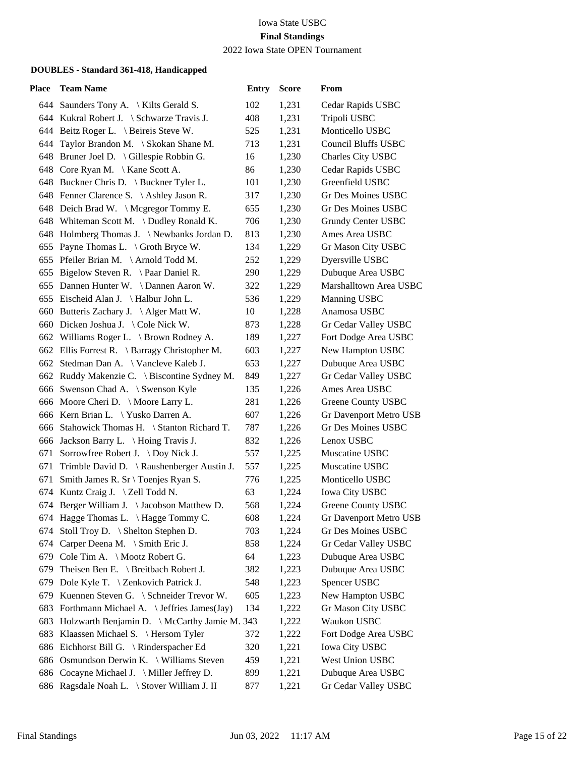Iowa State USBC

**Final Standings**

2022 Iowa State OPEN Tournament

### DOUBLES - Standard 361-418, Handicapped

| Place | Team Name | Entry | Score | From |
|---|---|---|---|---|
| 644 | Saunders Tony A. \ Kilts Gerald S. | 102 | 1,231 | Cedar Rapids USBC |
| 644 | Kukral Robert J. \ Schwarze Travis J. | 408 | 1,231 | Tripoli USBC |
| 644 | Beitz Roger L. \ Beireis Steve W. | 525 | 1,231 | Monticello USBC |
| 644 | Taylor Brandon M. \ Skokan Shane M. | 713 | 1,231 | Council Bluffs USBC |
| 648 | Bruner Joel D. \ Gillespie Robbin G. | 16 | 1,230 | Charles City USBC |
| 648 | Core Ryan M. \ Kane Scott A. | 86 | 1,230 | Cedar Rapids USBC |
| 648 | Buckner Chris D. \ Buckner Tyler L. | 101 | 1,230 | Greenfield USBC |
| 648 | Fenner Clarence S. \ Ashley Jason R. | 317 | 1,230 | Gr Des Moines USBC |
| 648 | Deich Brad W. \ Mcgregor Tommy E. | 655 | 1,230 | Gr Des Moines USBC |
| 648 | Whiteman Scott M. \ Dudley Ronald K. | 706 | 1,230 | Grundy Center USBC |
| 648 | Holmberg Thomas J. \ Newbanks Jordan D. | 813 | 1,230 | Ames Area USBC |
| 655 | Payne Thomas L. \ Groth Bryce W. | 134 | 1,229 | Gr Mason City USBC |
| 655 | Pfeiler Brian M. \ Arnold Todd M. | 252 | 1,229 | Dyersville USBC |
| 655 | Bigelow Steven R. \ Paar Daniel R. | 290 | 1,229 | Dubuque Area USBC |
| 655 | Dannen Hunter W. \ Dannen Aaron W. | 322 | 1,229 | Marshalltown Area USBC |
| 655 | Eischeid Alan J. \ Halbur John L. | 536 | 1,229 | Manning USBC |
| 660 | Butteris Zachary J. \ Alger Matt W. | 10 | 1,228 | Anamosa USBC |
| 660 | Dicken Joshua J. \ Cole Nick W. | 873 | 1,228 | Gr Cedar Valley USBC |
| 662 | Williams Roger L. \ Brown Rodney A. | 189 | 1,227 | Fort Dodge Area USBC |
| 662 | Ellis Forrest R. \ Barragy Christopher M. | 603 | 1,227 | New Hampton USBC |
| 662 | Stedman Dan A. \ Vancleve Kaleb J. | 653 | 1,227 | Dubuque Area USBC |
| 662 | Ruddy Makenzie C. \ Biscontine Sydney M. | 849 | 1,227 | Gr Cedar Valley USBC |
| 666 | Swenson Chad A. \ Swenson Kyle | 135 | 1,226 | Ames Area USBC |
| 666 | Moore Cheri D. \ Moore Larry L. | 281 | 1,226 | Greene County USBC |
| 666 | Kern Brian L. \ Yusko Darren A. | 607 | 1,226 | Gr Davenport Metro USB |
| 666 | Stahowick Thomas H. \ Stanton Richard T. | 787 | 1,226 | Gr Des Moines USBC |
| 666 | Jackson Barry L. \ Hoing Travis J. | 832 | 1,226 | Lenox USBC |
| 671 | Sorrowfree Robert J. \ Doy Nick J. | 557 | 1,225 | Muscatine USBC |
| 671 | Trimble David D. \ Raushenberger Austin J. | 557 | 1,225 | Muscatine USBC |
| 671 | Smith James R. Sr \ Toenjes Ryan S. | 776 | 1,225 | Monticello USBC |
| 674 | Kuntz Craig J. \ Zell Todd N. | 63 | 1,224 | Iowa City USBC |
| 674 | Berger William J. \ Jacobson Matthew D. | 568 | 1,224 | Greene County USBC |
| 674 | Hagge Thomas L. \ Hagge Tommy C. | 608 | 1,224 | Gr Davenport Metro USB |
| 674 | Stoll Troy D. \ Shelton Stephen D. | 703 | 1,224 | Gr Des Moines USBC |
| 674 | Carper Deena M. \ Smith Eric J. | 858 | 1,224 | Gr Cedar Valley USBC |
| 679 | Cole Tim A. \ Mootz Robert G. | 64 | 1,223 | Dubuque Area USBC |
| 679 | Theisen Ben E. \ Breitbach Robert J. | 382 | 1,223 | Dubuque Area USBC |
| 679 | Dole Kyle T. \ Zenkovich Patrick J. | 548 | 1,223 | Spencer USBC |
| 679 | Kuennen Steven G. \ Schneider Trevor W. | 605 | 1,223 | New Hampton USBC |
| 683 | Forthmann Michael A. \ Jeffries James(Jay) | 134 | 1,222 | Gr Mason City USBC |
| 683 | Holzwarth Benjamin D. \ McCarthy Jamie M. | 343 | 1,222 | Waukon USBC |
| 683 | Klaassen Michael S. \ Hersom Tyler | 372 | 1,222 | Fort Dodge Area USBC |
| 686 | Eichhorst Bill G. \ Rinderspacher Ed | 320 | 1,221 | Iowa City USBC |
| 686 | Osmundson Derwin K. \ Williams Steven | 459 | 1,221 | West Union USBC |
| 686 | Cocayne Michael J. \ Miller Jeffrey D. | 899 | 1,221 | Dubuque Area USBC |
| 686 | Ragsdale Noah L. \ Stover William J. II | 877 | 1,221 | Gr Cedar Valley USBC |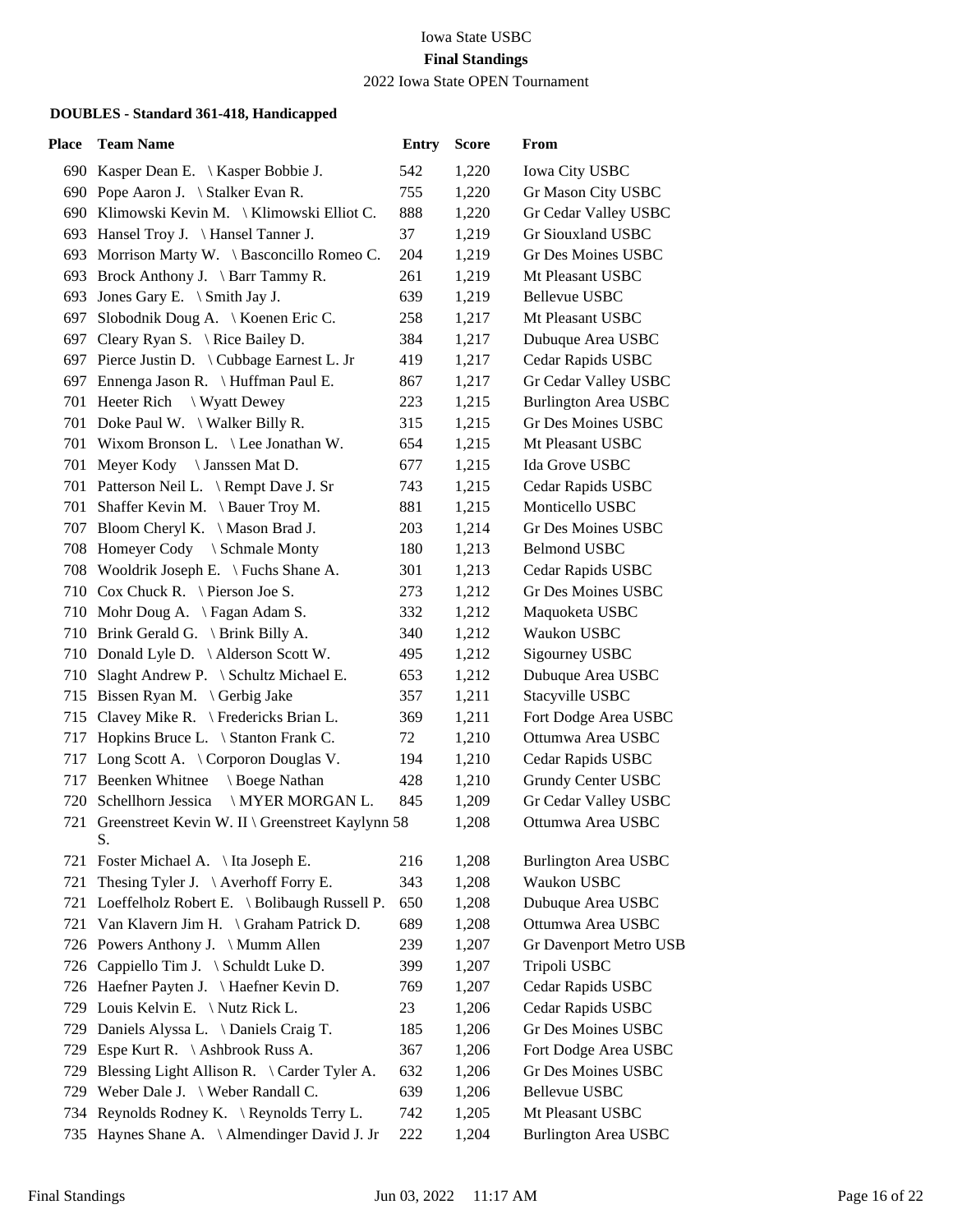Iowa State USBC

**Final Standings**

2022 Iowa State OPEN Tournament

### DOUBLES - Standard 361-418, Handicapped

| Place | Team Name | Entry | Score | From |
|---|---|---|---|---|
| 690 | Kasper Dean E. \ Kasper Bobbie J. | 542 | 1,220 | Iowa City USBC |
| 690 | Pope Aaron J. \ Stalker Evan R. | 755 | 1,220 | Gr Mason City USBC |
| 690 | Klimowski Kevin M. \ Klimowski Elliot C. | 888 | 1,220 | Gr Cedar Valley USBC |
| 693 | Hansel Troy J. \ Hansel Tanner J. | 37 | 1,219 | Gr Siouxland USBC |
| 693 | Morrison Marty W. \ Basconcillo Romeo C. | 204 | 1,219 | Gr Des Moines USBC |
| 693 | Brock Anthony J. \ Barr Tammy R. | 261 | 1,219 | Mt Pleasant USBC |
| 693 | Jones Gary E. \ Smith Jay J. | 639 | 1,219 | Bellevue USBC |
| 697 | Slobodnik Doug A. \ Koenen Eric C. | 258 | 1,217 | Mt Pleasant USBC |
| 697 | Cleary Ryan S. \ Rice Bailey D. | 384 | 1,217 | Dubuque Area USBC |
| 697 | Pierce Justin D. \ Cubbage Earnest L. Jr | 419 | 1,217 | Cedar Rapids USBC |
| 697 | Ennenga Jason R. \ Huffman Paul E. | 867 | 1,217 | Gr Cedar Valley USBC |
| 701 | Heeter Rich \ Wyatt Dewey | 223 | 1,215 | Burlington Area USBC |
| 701 | Doke Paul W. \ Walker Billy R. | 315 | 1,215 | Gr Des Moines USBC |
| 701 | Wixom Bronson L. \ Lee Jonathan W. | 654 | 1,215 | Mt Pleasant USBC |
| 701 | Meyer Kody \ Janssen Mat D. | 677 | 1,215 | Ida Grove USBC |
| 701 | Patterson Neil L. \ Rempt Dave J. Sr | 743 | 1,215 | Cedar Rapids USBC |
| 701 | Shaffer Kevin M. \ Bauer Troy M. | 881 | 1,215 | Monticello USBC |
| 707 | Bloom Cheryl K. \ Mason Brad J. | 203 | 1,214 | Gr Des Moines USBC |
| 708 | Homeyer Cody \ Schmale Monty | 180 | 1,213 | Belmond USBC |
| 708 | Wooldrik Joseph E. \ Fuchs Shane A. | 301 | 1,213 | Cedar Rapids USBC |
| 710 | Cox Chuck R. \ Pierson Joe S. | 273 | 1,212 | Gr Des Moines USBC |
| 710 | Mohr Doug A. \ Fagan Adam S. | 332 | 1,212 | Maquoketa USBC |
| 710 | Brink Gerald G. \ Brink Billy A. | 340 | 1,212 | Waukon USBC |
| 710 | Donald Lyle D. \ Alderson Scott W. | 495 | 1,212 | Sigourney USBC |
| 710 | Slaght Andrew P. \ Schultz Michael E. | 653 | 1,212 | Dubuque Area USBC |
| 715 | Bissen Ryan M. \ Gerbig Jake | 357 | 1,211 | Stacyville USBC |
| 715 | Clavey Mike R. \ Fredericks Brian L. | 369 | 1,211 | Fort Dodge Area USBC |
| 717 | Hopkins Bruce L. \ Stanton Frank C. | 72 | 1,210 | Ottumwa Area USBC |
| 717 | Long Scott A. \ Corporon Douglas V. | 194 | 1,210 | Cedar Rapids USBC |
| 717 | Beenken Whitnee \ Boege Nathan | 428 | 1,210 | Grundy Center USBC |
| 720 | Schellhorn Jessica \ MYER MORGAN L. | 845 | 1,209 | Gr Cedar Valley USBC |
| 721 | Greenstreet Kevin W. II \ Greenstreet Kaylynn S. | 58 | 1,208 | Ottumwa Area USBC |
| 721 | Foster Michael A. \ Ita Joseph E. | 216 | 1,208 | Burlington Area USBC |
| 721 | Thesing Tyler J. \ Averhoff Forry E. | 343 | 1,208 | Waukon USBC |
| 721 | Loeffelholz Robert E. \ Bolibaugh Russell P. | 650 | 1,208 | Dubuque Area USBC |
| 721 | Van Klavern Jim H. \ Graham Patrick D. | 689 | 1,208 | Ottumwa Area USBC |
| 726 | Powers Anthony J. \ Mumm Allen | 239 | 1,207 | Gr Davenport Metro USB |
| 726 | Cappiello Tim J. \ Schuldt Luke D. | 399 | 1,207 | Tripoli USBC |
| 726 | Haefner Payten J. \ Haefner Kevin D. | 769 | 1,207 | Cedar Rapids USBC |
| 729 | Louis Kelvin E. \ Nutz Rick L. | 23 | 1,206 | Cedar Rapids USBC |
| 729 | Daniels Alyssa L. \ Daniels Craig T. | 185 | 1,206 | Gr Des Moines USBC |
| 729 | Espe Kurt R. \ Ashbrook Russ A. | 367 | 1,206 | Fort Dodge Area USBC |
| 729 | Blessing Light Allison R. \ Carder Tyler A. | 632 | 1,206 | Gr Des Moines USBC |
| 729 | Weber Dale J. \ Weber Randall C. | 639 | 1,206 | Bellevue USBC |
| 734 | Reynolds Rodney K. \ Reynolds Terry L. | 742 | 1,205 | Mt Pleasant USBC |
| 735 | Haynes Shane A. \ Almendinger David J. Jr | 222 | 1,204 | Burlington Area USBC |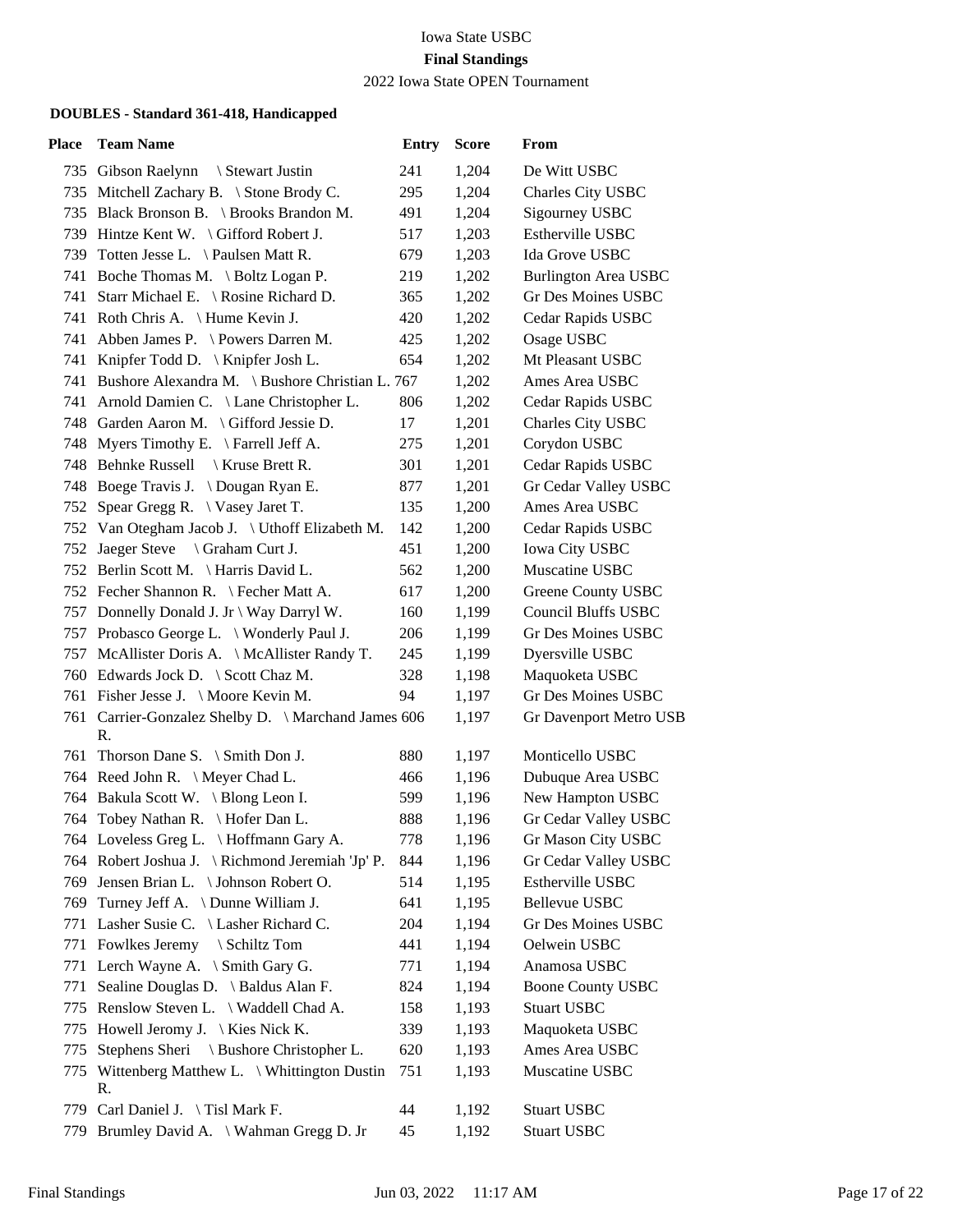Iowa State USBC

**Final Standings**

2022 Iowa State OPEN Tournament

### DOUBLES - Standard 361-418, Handicapped

| Place | Team Name | Entry | Score | From |
|---|---|---|---|---|
| 735 | Gibson Raelynn \ Stewart Justin | 241 | 1,204 | De Witt USBC |
| 735 | Mitchell Zachary B. \ Stone Brody C. | 295 | 1,204 | Charles City USBC |
| 735 | Black Bronson B. \ Brooks Brandon M. | 491 | 1,204 | Sigourney USBC |
| 739 | Hintze Kent W. \ Gifford Robert J. | 517 | 1,203 | Estherville USBC |
| 739 | Totten Jesse L. \ Paulsen Matt R. | 679 | 1,203 | Ida Grove USBC |
| 741 | Boche Thomas M. \ Boltz Logan P. | 219 | 1,202 | Burlington Area USBC |
| 741 | Starr Michael E. \ Rosine Richard D. | 365 | 1,202 | Gr Des Moines USBC |
| 741 | Roth Chris A. \ Hume Kevin J. | 420 | 1,202 | Cedar Rapids USBC |
| 741 | Abben James P. \ Powers Darren M. | 425 | 1,202 | Osage USBC |
| 741 | Knipfer Todd D. \ Knipfer Josh L. | 654 | 1,202 | Mt Pleasant USBC |
| 741 | Bushore Alexandra M. \ Bushore Christian L. | 767 | 1,202 | Ames Area USBC |
| 741 | Arnold Damien C. \ Lane Christopher L. | 806 | 1,202 | Cedar Rapids USBC |
| 748 | Garden Aaron M. \ Gifford Jessie D. | 17 | 1,201 | Charles City USBC |
| 748 | Myers Timothy E. \ Farrell Jeff A. | 275 | 1,201 | Corydon USBC |
| 748 | Behnke Russell \ Kruse Brett R. | 301 | 1,201 | Cedar Rapids USBC |
| 748 | Boege Travis J. \ Dougan Ryan E. | 877 | 1,201 | Gr Cedar Valley USBC |
| 752 | Spear Gregg R. \ Vasey Jaret T. | 135 | 1,200 | Ames Area USBC |
| 752 | Van Otegham Jacob J. \ Uthoff Elizabeth M. | 142 | 1,200 | Cedar Rapids USBC |
| 752 | Jaeger Steve \ Graham Curt J. | 451 | 1,200 | Iowa City USBC |
| 752 | Berlin Scott M. \ Harris David L. | 562 | 1,200 | Muscatine USBC |
| 752 | Fecher Shannon R. \ Fecher Matt A. | 617 | 1,200 | Greene County USBC |
| 757 | Donnelly Donald J. Jr \ Way Darryl W. | 160 | 1,199 | Council Bluffs USBC |
| 757 | Probasco George L. \ Wonderly Paul J. | 206 | 1,199 | Gr Des Moines USBC |
| 757 | McAllister Doris A. \ McAllister Randy T. | 245 | 1,199 | Dyersville USBC |
| 760 | Edwards Jock D. \ Scott Chaz M. | 328 | 1,198 | Maquoketa USBC |
| 761 | Fisher Jesse J. \ Moore Kevin M. | 94 | 1,197 | Gr Des Moines USBC |
| 761 | Carrier-Gonzalez Shelby D. \ Marchand James R. | 606 | 1,197 | Gr Davenport Metro USB |
| 761 | Thorson Dane S. \ Smith Don J. | 880 | 1,197 | Monticello USBC |
| 764 | Reed John R. \ Meyer Chad L. | 466 | 1,196 | Dubuque Area USBC |
| 764 | Bakula Scott W. \ Blong Leon I. | 599 | 1,196 | New Hampton USBC |
| 764 | Tobey Nathan R. \ Hofer Dan L. | 888 | 1,196 | Gr Cedar Valley USBC |
| 764 | Loveless Greg L. \ Hoffmann Gary A. | 778 | 1,196 | Gr Mason City USBC |
| 764 | Robert Joshua J. \ Richmond Jeremiah 'Jp' P. | 844 | 1,196 | Gr Cedar Valley USBC |
| 769 | Jensen Brian L. \ Johnson Robert O. | 514 | 1,195 | Estherville USBC |
| 769 | Turney Jeff A. \ Dunne William J. | 641 | 1,195 | Bellevue USBC |
| 771 | Lasher Susie C. \ Lasher Richard C. | 204 | 1,194 | Gr Des Moines USBC |
| 771 | Fowlkes Jeremy \ Schiltz Tom | 441 | 1,194 | Oelwein USBC |
| 771 | Lerch Wayne A. \ Smith Gary G. | 771 | 1,194 | Anamosa USBC |
| 771 | Sealine Douglas D. \ Baldus Alan F. | 824 | 1,194 | Boone County USBC |
| 775 | Renslow Steven L. \ Waddell Chad A. | 158 | 1,193 | Stuart USBC |
| 775 | Howell Jeromy J. \ Kies Nick K. | 339 | 1,193 | Maquoketa USBC |
| 775 | Stephens Sheri \ Bushore Christopher L. | 620 | 1,193 | Ames Area USBC |
| 775 | Wittenberg Matthew L. \ Whittington Dustin R. | 751 | 1,193 | Muscatine USBC |
| 779 | Carl Daniel J. \ Tisl Mark F. | 44 | 1,192 | Stuart USBC |
| 779 | Brumley David A. \ Wahman Gregg D. Jr | 45 | 1,192 | Stuart USBC |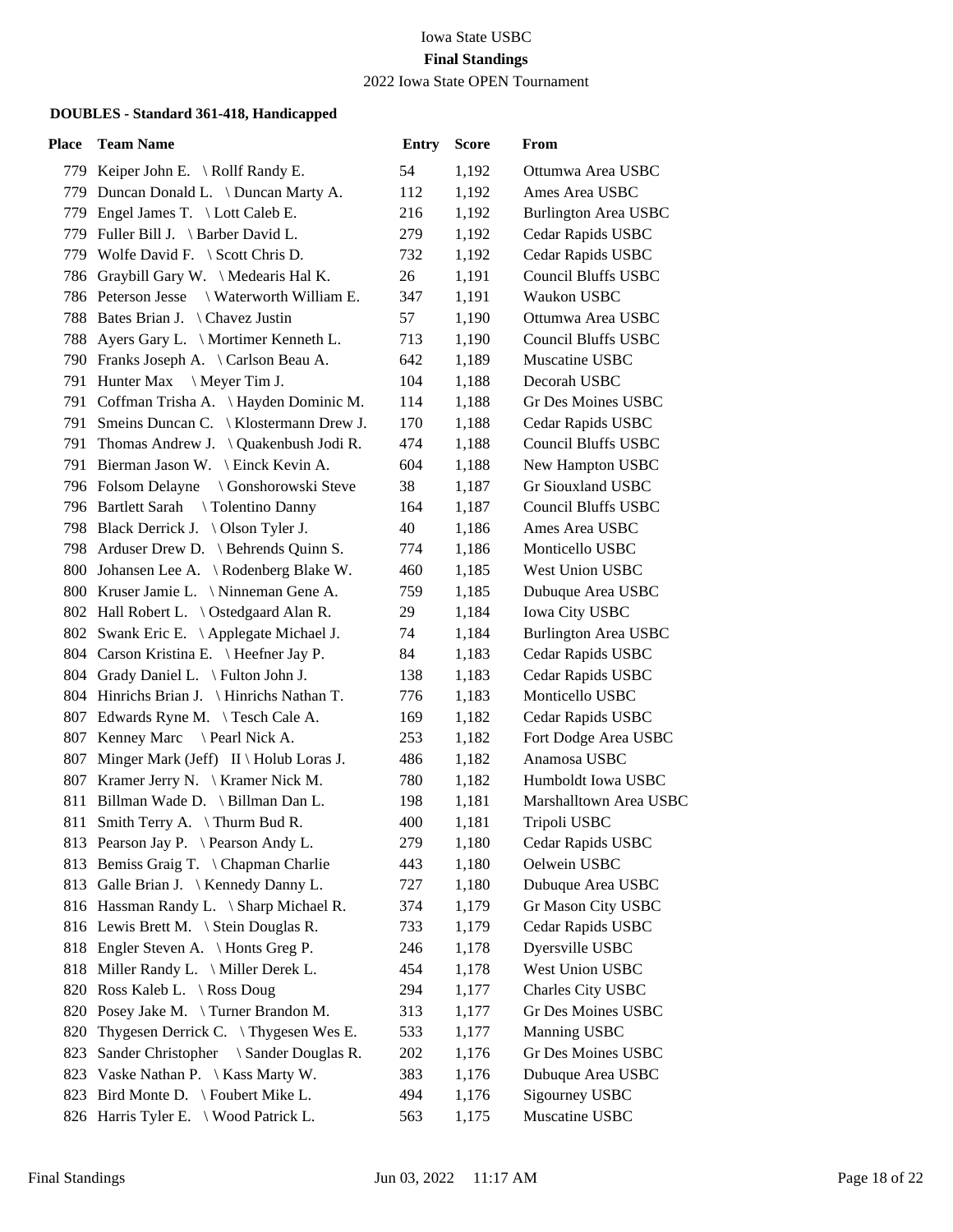Iowa State USBC

**Final Standings**

2022 Iowa State OPEN Tournament

### DOUBLES - Standard 361-418, Handicapped

| Place | Team Name | Entry | Score | From |
|---|---|---|---|---|
| 779 | Keiper John E. \ Rollf Randy E. | 54 | 1,192 | Ottumwa Area USBC |
| 779 | Duncan Donald L. \ Duncan Marty A. | 112 | 1,192 | Ames Area USBC |
| 779 | Engel James T. \ Lott Caleb E. | 216 | 1,192 | Burlington Area USBC |
| 779 | Fuller Bill J. \ Barber David L. | 279 | 1,192 | Cedar Rapids USBC |
| 779 | Wolfe David F. \ Scott Chris D. | 732 | 1,192 | Cedar Rapids USBC |
| 786 | Graybill Gary W. \ Medearis Hal K. | 26 | 1,191 | Council Bluffs USBC |
| 786 | Peterson Jesse \ Waterworth William E. | 347 | 1,191 | Waukon USBC |
| 788 | Bates Brian J. \ Chavez Justin | 57 | 1,190 | Ottumwa Area USBC |
| 788 | Ayers Gary L. \ Mortimer Kenneth L. | 713 | 1,190 | Council Bluffs USBC |
| 790 | Franks Joseph A. \ Carlson Beau A. | 642 | 1,189 | Muscatine USBC |
| 791 | Hunter Max \ Meyer Tim J. | 104 | 1,188 | Decorah USBC |
| 791 | Coffman Trisha A. \ Hayden Dominic M. | 114 | 1,188 | Gr Des Moines USBC |
| 791 | Smeins Duncan C. \ Klostermann Drew J. | 170 | 1,188 | Cedar Rapids USBC |
| 791 | Thomas Andrew J. \ Quakenbush Jodi R. | 474 | 1,188 | Council Bluffs USBC |
| 791 | Bierman Jason W. \ Einck Kevin A. | 604 | 1,188 | New Hampton USBC |
| 796 | Folsom Delayne \ Gonshorowski Steve | 38 | 1,187 | Gr Siouxland USBC |
| 796 | Bartlett Sarah \ Tolentino Danny | 164 | 1,187 | Council Bluffs USBC |
| 798 | Black Derrick J. \ Olson Tyler J. | 40 | 1,186 | Ames Area USBC |
| 798 | Arduser Drew D. \ Behrends Quinn S. | 774 | 1,186 | Monticello USBC |
| 800 | Johansen Lee A. \ Rodenberg Blake W. | 460 | 1,185 | West Union USBC |
| 800 | Kruser Jamie L. \ Ninneman Gene A. | 759 | 1,185 | Dubuque Area USBC |
| 802 | Hall Robert L. \ Ostedgaard Alan R. | 29 | 1,184 | Iowa City USBC |
| 802 | Swank Eric E. \ Applegate Michael J. | 74 | 1,184 | Burlington Area USBC |
| 804 | Carson Kristina E. \ Heefner Jay P. | 84 | 1,183 | Cedar Rapids USBC |
| 804 | Grady Daniel L. \ Fulton John J. | 138 | 1,183 | Cedar Rapids USBC |
| 804 | Hinrichs Brian J. \ Hinrichs Nathan T. | 776 | 1,183 | Monticello USBC |
| 807 | Edwards Ryne M. \ Tesch Cale A. | 169 | 1,182 | Cedar Rapids USBC |
| 807 | Kenney Marc \ Pearl Nick A. | 253 | 1,182 | Fort Dodge Area USBC |
| 807 | Minger Mark (Jeff) II \ Holub Loras J. | 486 | 1,182 | Anamosa USBC |
| 807 | Kramer Jerry N. \ Kramer Nick M. | 780 | 1,182 | Humboldt Iowa USBC |
| 811 | Billman Wade D. \ Billman Dan L. | 198 | 1,181 | Marshalltown Area USBC |
| 811 | Smith Terry A. \ Thurm Bud R. | 400 | 1,181 | Tripoli USBC |
| 813 | Pearson Jay P. \ Pearson Andy L. | 279 | 1,180 | Cedar Rapids USBC |
| 813 | Bemiss Graig T. \ Chapman Charlie | 443 | 1,180 | Oelwein USBC |
| 813 | Galle Brian J. \ Kennedy Danny L. | 727 | 1,180 | Dubuque Area USBC |
| 816 | Hassman Randy L. \ Sharp Michael R. | 374 | 1,179 | Gr Mason City USBC |
| 816 | Lewis Brett M. \ Stein Douglas R. | 733 | 1,179 | Cedar Rapids USBC |
| 818 | Engler Steven A. \ Honts Greg P. | 246 | 1,178 | Dyersville USBC |
| 818 | Miller Randy L. \ Miller Derek L. | 454 | 1,178 | West Union USBC |
| 820 | Ross Kaleb L. \ Ross Doug | 294 | 1,177 | Charles City USBC |
| 820 | Posey Jake M. \ Turner Brandon M. | 313 | 1,177 | Gr Des Moines USBC |
| 820 | Thygesen Derrick C. \ Thygesen Wes E. | 533 | 1,177 | Manning USBC |
| 823 | Sander Christopher \ Sander Douglas R. | 202 | 1,176 | Gr Des Moines USBC |
| 823 | Vaske Nathan P. \ Kass Marty W. | 383 | 1,176 | Dubuque Area USBC |
| 823 | Bird Monte D. \ Foubert Mike L. | 494 | 1,176 | Sigourney USBC |
| 826 | Harris Tyler E. \ Wood Patrick L. | 563 | 1,175 | Muscatine USBC |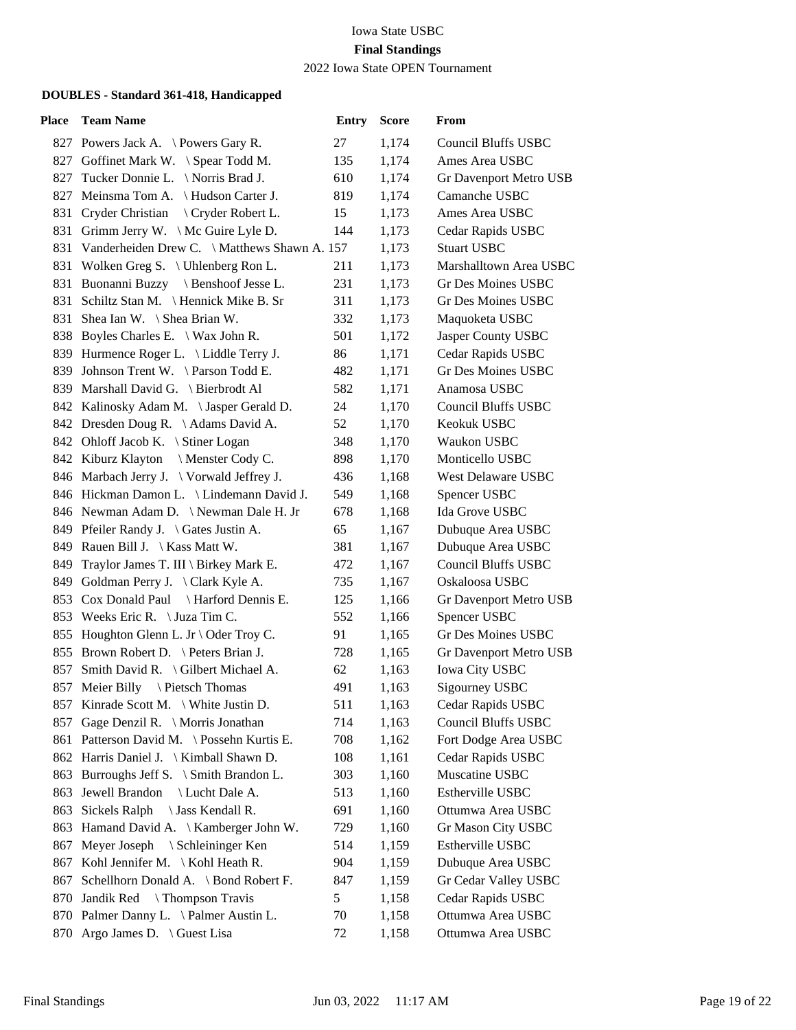Iowa State USBC

**Final Standings**

2022 Iowa State OPEN Tournament

### DOUBLES - Standard 361-418, Handicapped

| Place | Team Name | Entry | Score | From |
|---|---|---|---|---|
| 827 | Powers Jack A. \ Powers Gary R. | 27 | 1,174 | Council Bluffs USBC |
| 827 | Goffinet Mark W. \ Spear Todd M. | 135 | 1,174 | Ames Area USBC |
| 827 | Tucker Donnie L. \ Norris Brad J. | 610 | 1,174 | Gr Davenport Metro USB |
| 827 | Meinsma Tom A. \ Hudson Carter J. | 819 | 1,174 | Camanche USBC |
| 831 | Cryder Christian \ Cryder Robert L. | 15 | 1,173 | Ames Area USBC |
| 831 | Grimm Jerry W. \ Mc Guire Lyle D. | 144 | 1,173 | Cedar Rapids USBC |
| 831 | Vanderheiden Drew C. \ Matthews Shawn A. | 157 | 1,173 | Stuart USBC |
| 831 | Wolken Greg S. \ Uhlenberg Ron L. | 211 | 1,173 | Marshalltown Area USBC |
| 831 | Buonanni Buzzy \ Benshoof Jesse L. | 231 | 1,173 | Gr Des Moines USBC |
| 831 | Schiltz Stan M. \ Hennick Mike B. Sr | 311 | 1,173 | Gr Des Moines USBC |
| 831 | Shea Ian W. \ Shea Brian W. | 332 | 1,173 | Maquoketa USBC |
| 838 | Boyles Charles E. \ Wax John R. | 501 | 1,172 | Jasper County USBC |
| 839 | Hurmence Roger L. \ Liddle Terry J. | 86 | 1,171 | Cedar Rapids USBC |
| 839 | Johnson Trent W. \ Parson Todd E. | 482 | 1,171 | Gr Des Moines USBC |
| 839 | Marshall David G. \ Bierbrodt Al | 582 | 1,171 | Anamosa USBC |
| 842 | Kalinosky Adam M. \ Jasper Gerald D. | 24 | 1,170 | Council Bluffs USBC |
| 842 | Dresden Doug R. \ Adams David A. | 52 | 1,170 | Keokuk USBC |
| 842 | Ohloff Jacob K. \ Stiner Logan | 348 | 1,170 | Waukon USBC |
| 842 | Kiburz Klayton \ Menster Cody C. | 898 | 1,170 | Monticello USBC |
| 846 | Marbach Jerry J. \ Vorwald Jeffrey J. | 436 | 1,168 | West Delaware USBC |
| 846 | Hickman Damon L. \ Lindemann David J. | 549 | 1,168 | Spencer USBC |
| 846 | Newman Adam D. \ Newman Dale H. Jr | 678 | 1,168 | Ida Grove USBC |
| 849 | Pfeiler Randy J. \ Gates Justin A. | 65 | 1,167 | Dubuque Area USBC |
| 849 | Rauen Bill J. \ Kass Matt W. | 381 | 1,167 | Dubuque Area USBC |
| 849 | Traylor James T. III \ Birkey Mark E. | 472 | 1,167 | Council Bluffs USBC |
| 849 | Goldman Perry J. \ Clark Kyle A. | 735 | 1,167 | Oskaloosa USBC |
| 853 | Cox Donald Paul \ Harford Dennis E. | 125 | 1,166 | Gr Davenport Metro USB |
| 853 | Weeks Eric R. \ Juza Tim C. | 552 | 1,166 | Spencer USBC |
| 855 | Houghton Glenn L. Jr \ Oder Troy C. | 91 | 1,165 | Gr Des Moines USBC |
| 855 | Brown Robert D. \ Peters Brian J. | 728 | 1,165 | Gr Davenport Metro USB |
| 857 | Smith David R. \ Gilbert Michael A. | 62 | 1,163 | Iowa City USBC |
| 857 | Meier Billy \ Pietsch Thomas | 491 | 1,163 | Sigourney USBC |
| 857 | Kinrade Scott M. \ White Justin D. | 511 | 1,163 | Cedar Rapids USBC |
| 857 | Gage Denzil R. \ Morris Jonathan | 714 | 1,163 | Council Bluffs USBC |
| 861 | Patterson David M. \ Possehn Kurtis E. | 708 | 1,162 | Fort Dodge Area USBC |
| 862 | Harris Daniel J. \ Kimball Shawn D. | 108 | 1,161 | Cedar Rapids USBC |
| 863 | Burroughs Jeff S. \ Smith Brandon L. | 303 | 1,160 | Muscatine USBC |
| 863 | Jewell Brandon \ Lucht Dale A. | 513 | 1,160 | Estherville USBC |
| 863 | Sickels Ralph \ Jass Kendall R. | 691 | 1,160 | Ottumwa Area USBC |
| 863 | Hamand David A. \ Kamberger John W. | 729 | 1,160 | Gr Mason City USBC |
| 867 | Meyer Joseph \ Schleininger Ken | 514 | 1,159 | Estherville USBC |
| 867 | Kohl Jennifer M. \ Kohl Heath R. | 904 | 1,159 | Dubuque Area USBC |
| 867 | Schellhorn Donald A. \ Bond Robert F. | 847 | 1,159 | Gr Cedar Valley USBC |
| 870 | Jandik Red \ Thompson Travis | 5 | 1,158 | Cedar Rapids USBC |
| 870 | Palmer Danny L. \ Palmer Austin L. | 70 | 1,158 | Ottumwa Area USBC |
| 870 | Argo James D. \ Guest Lisa | 72 | 1,158 | Ottumwa Area USBC |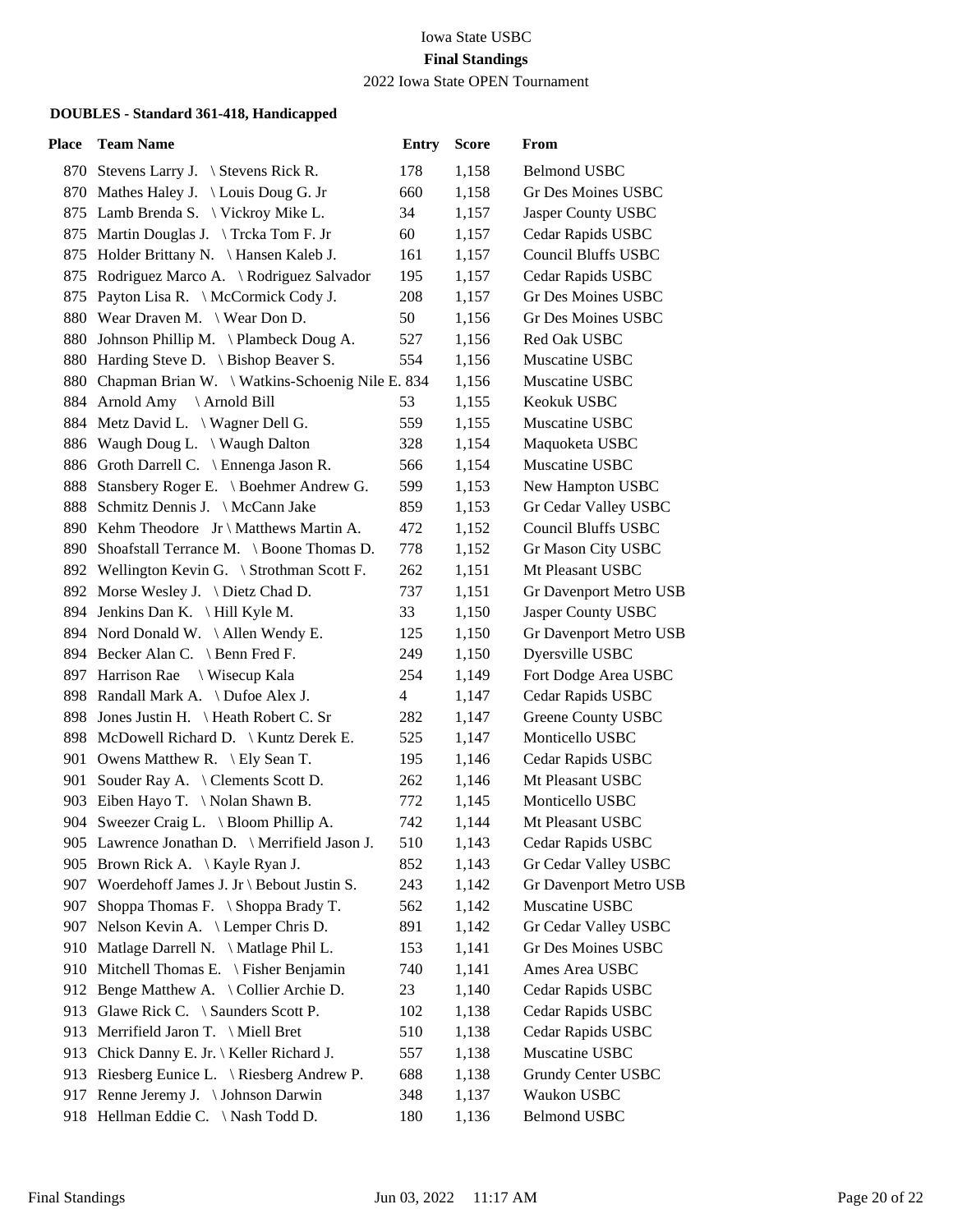Iowa State USBC

**Final Standings**

2022 Iowa State OPEN Tournament

**DOUBLES - Standard 361-418, Handicapped**

| Place | Team Name | Entry | Score | From |
|---|---|---|---|---|
| 870 | Stevens Larry J. \ Stevens Rick R. | 178 | 1,158 | Belmond USBC |
| 870 | Mathes Haley J. \ Louis Doug G. Jr | 660 | 1,158 | Gr Des Moines USBC |
| 875 | Lamb Brenda S. \ Vickroy Mike L. | 34 | 1,157 | Jasper County USBC |
| 875 | Martin Douglas J. \ Trcka Tom F. Jr | 60 | 1,157 | Cedar Rapids USBC |
| 875 | Holder Brittany N. \ Hansen Kaleb J. | 161 | 1,157 | Council Bluffs USBC |
| 875 | Rodriguez Marco A. \ Rodriguez Salvador | 195 | 1,157 | Cedar Rapids USBC |
| 875 | Payton Lisa R. \ McCormick Cody J. | 208 | 1,157 | Gr Des Moines USBC |
| 880 | Wear Draven M. \ Wear Don D. | 50 | 1,156 | Gr Des Moines USBC |
| 880 | Johnson Phillip M. \ Plambeck Doug A. | 527 | 1,156 | Red Oak USBC |
| 880 | Harding Steve D. \ Bishop Beaver S. | 554 | 1,156 | Muscatine USBC |
| 880 | Chapman Brian W. \ Watkins-Schoenig Nile E. | 834 | 1,156 | Muscatine USBC |
| 884 | Arnold Amy \ Arnold Bill | 53 | 1,155 | Keokuk USBC |
| 884 | Metz David L. \ Wagner Dell G. | 559 | 1,155 | Muscatine USBC |
| 886 | Waugh Doug L. \ Waugh Dalton | 328 | 1,154 | Maquoketa USBC |
| 886 | Groth Darrell C. \ Ennenga Jason R. | 566 | 1,154 | Muscatine USBC |
| 888 | Stansbery Roger E. \ Boehmer Andrew G. | 599 | 1,153 | New Hampton USBC |
| 888 | Schmitz Dennis J. \ McCann Jake | 859 | 1,153 | Gr Cedar Valley USBC |
| 890 | Kehm Theodore Jr \ Matthews Martin A. | 472 | 1,152 | Council Bluffs USBC |
| 890 | Shoafstall Terrance M. \ Boone Thomas D. | 778 | 1,152 | Gr Mason City USBC |
| 892 | Wellington Kevin G. \ Strothman Scott F. | 262 | 1,151 | Mt Pleasant USBC |
| 892 | Morse Wesley J. \ Dietz Chad D. | 737 | 1,151 | Gr Davenport Metro USB |
| 894 | Jenkins Dan K. \ Hill Kyle M. | 33 | 1,150 | Jasper County USBC |
| 894 | Nord Donald W. \ Allen Wendy E. | 125 | 1,150 | Gr Davenport Metro USB |
| 894 | Becker Alan C. \ Benn Fred F. | 249 | 1,150 | Dyersville USBC |
| 897 | Harrison Rae \ Wisecup Kala | 254 | 1,149 | Fort Dodge Area USBC |
| 898 | Randall Mark A. \ Dufoe Alex J. | 4 | 1,147 | Cedar Rapids USBC |
| 898 | Jones Justin H. \ Heath Robert C. Sr | 282 | 1,147 | Greene County USBC |
| 898 | McDowell Richard D. \ Kuntz Derek E. | 525 | 1,147 | Monticello USBC |
| 901 | Owens Matthew R. \ Ely Sean T. | 195 | 1,146 | Cedar Rapids USBC |
| 901 | Souder Ray A. \ Clements Scott D. | 262 | 1,146 | Mt Pleasant USBC |
| 903 | Eiben Hayo T. \ Nolan Shawn B. | 772 | 1,145 | Monticello USBC |
| 904 | Sweezer Craig L. \ Bloom Phillip A. | 742 | 1,144 | Mt Pleasant USBC |
| 905 | Lawrence Jonathan D. \ Merrifield Jason J. | 510 | 1,143 | Cedar Rapids USBC |
| 905 | Brown Rick A. \ Kayle Ryan J. | 852 | 1,143 | Gr Cedar Valley USBC |
| 907 | Woerdehoff James J. Jr \ Bebout Justin S. | 243 | 1,142 | Gr Davenport Metro USB |
| 907 | Shoppa Thomas F. \ Shoppa Brady T. | 562 | 1,142 | Muscatine USBC |
| 907 | Nelson Kevin A. \ Lemper Chris D. | 891 | 1,142 | Gr Cedar Valley USBC |
| 910 | Matlage Darrell N. \ Matlage Phil L. | 153 | 1,141 | Gr Des Moines USBC |
| 910 | Mitchell Thomas E. \ Fisher Benjamin | 740 | 1,141 | Ames Area USBC |
| 912 | Benge Matthew A. \ Collier Archie D. | 23 | 1,140 | Cedar Rapids USBC |
| 913 | Glawe Rick C. \ Saunders Scott P. | 102 | 1,138 | Cedar Rapids USBC |
| 913 | Merrifield Jaron T. \ Miell Bret | 510 | 1,138 | Cedar Rapids USBC |
| 913 | Chick Danny E. Jr. \ Keller Richard J. | 557 | 1,138 | Muscatine USBC |
| 913 | Riesberg Eunice L. \ Riesberg Andrew P. | 688 | 1,138 | Grundy Center USBC |
| 917 | Renne Jeremy J. \ Johnson Darwin | 348 | 1,137 | Waukon USBC |
| 918 | Hellman Eddie C. \ Nash Todd D. | 180 | 1,136 | Belmond USBC |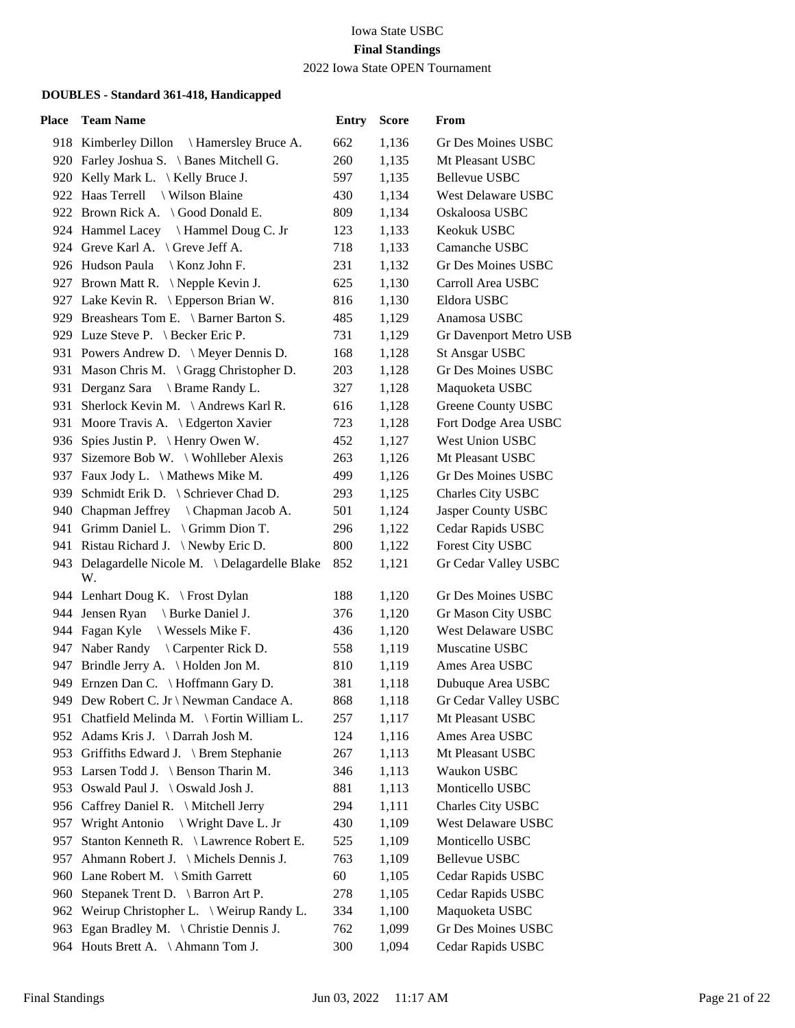Iowa State USBC

**Final Standings**

2022 Iowa State OPEN Tournament

### DOUBLES - Standard 361-418, Handicapped

| Place | Team Name | Entry | Score | From |
|---|---|---|---|---|
| 918 | Kimberley Dillon \ Hamersley Bruce A. | 662 | 1,136 | Gr Des Moines USBC |
| 920 | Farley Joshua S. \ Banes Mitchell G. | 260 | 1,135 | Mt Pleasant USBC |
| 920 | Kelly Mark L. \ Kelly Bruce J. | 597 | 1,135 | Bellevue USBC |
| 922 | Haas Terrell \ Wilson Blaine | 430 | 1,134 | West Delaware USBC |
| 922 | Brown Rick A. \ Good Donald E. | 809 | 1,134 | Oskaloosa USBC |
| 924 | Hammel Lacey \ Hammel Doug C. Jr | 123 | 1,133 | Keokuk USBC |
| 924 | Greve Karl A. \ Greve Jeff A. | 718 | 1,133 | Camanche USBC |
| 926 | Hudson Paula \ Konz John F. | 231 | 1,132 | Gr Des Moines USBC |
| 927 | Brown Matt R. \ Nepple Kevin J. | 625 | 1,130 | Carroll Area USBC |
| 927 | Lake Kevin R. \ Epperson Brian W. | 816 | 1,130 | Eldora USBC |
| 929 | Breashears Tom E. \ Barner Barton S. | 485 | 1,129 | Anamosa USBC |
| 929 | Luze Steve P. \ Becker Eric P. | 731 | 1,129 | Gr Davenport Metro USB |
| 931 | Powers Andrew D. \ Meyer Dennis D. | 168 | 1,128 | St Ansgar USBC |
| 931 | Mason Chris M. \ Gragg Christopher D. | 203 | 1,128 | Gr Des Moines USBC |
| 931 | Derganz Sara \ Brame Randy L. | 327 | 1,128 | Maquoketa USBC |
| 931 | Sherlock Kevin M. \ Andrews Karl R. | 616 | 1,128 | Greene County USBC |
| 931 | Moore Travis A. \ Edgerton Xavier | 723 | 1,128 | Fort Dodge Area USBC |
| 936 | Spies Justin P. \ Henry Owen W. | 452 | 1,127 | West Union USBC |
| 937 | Sizemore Bob W. \ Wohlleber Alexis | 263 | 1,126 | Mt Pleasant USBC |
| 937 | Faux Jody L. \ Mathews Mike M. | 499 | 1,126 | Gr Des Moines USBC |
| 939 | Schmidt Erik D. \ Schriever Chad D. | 293 | 1,125 | Charles City USBC |
| 940 | Chapman Jeffrey \ Chapman Jacob A. | 501 | 1,124 | Jasper County USBC |
| 941 | Grimm Daniel L. \ Grimm Dion T. | 296 | 1,122 | Cedar Rapids USBC |
| 941 | Ristau Richard J. \ Newby Eric D. | 800 | 1,122 | Forest City USBC |
| 943 | Delagardelle Nicole M. \ Delagardelle Blake W. | 852 | 1,121 | Gr Cedar Valley USBC |
| 944 | Lenhart Doug K. \ Frost Dylan | 188 | 1,120 | Gr Des Moines USBC |
| 944 | Jensen Ryan \ Burke Daniel J. | 376 | 1,120 | Gr Mason City USBC |
| 944 | Fagan Kyle \ Wessels Mike F. | 436 | 1,120 | West Delaware USBC |
| 947 | Naber Randy \ Carpenter Rick D. | 558 | 1,119 | Muscatine USBC |
| 947 | Brindle Jerry A. \ Holden Jon M. | 810 | 1,119 | Ames Area USBC |
| 949 | Ernzen Dan C. \ Hoffmann Gary D. | 381 | 1,118 | Dubuque Area USBC |
| 949 | Dew Robert C. Jr \ Newman Candace A. | 868 | 1,118 | Gr Cedar Valley USBC |
| 951 | Chatfield Melinda M. \ Fortin William L. | 257 | 1,117 | Mt Pleasant USBC |
| 952 | Adams Kris J. \ Darrah Josh M. | 124 | 1,116 | Ames Area USBC |
| 953 | Griffiths Edward J. \ Brem Stephanie | 267 | 1,113 | Mt Pleasant USBC |
| 953 | Larsen Todd J. \ Benson Tharin M. | 346 | 1,113 | Waukon USBC |
| 953 | Oswald Paul J. \ Oswald Josh J. | 881 | 1,113 | Monticello USBC |
| 956 | Caffrey Daniel R. \ Mitchell Jerry | 294 | 1,111 | Charles City USBC |
| 957 | Wright Antonio \ Wright Dave L. Jr | 430 | 1,109 | West Delaware USBC |
| 957 | Stanton Kenneth R. \ Lawrence Robert E. | 525 | 1,109 | Monticello USBC |
| 957 | Ahmann Robert J. \ Michels Dennis J. | 763 | 1,109 | Bellevue USBC |
| 960 | Lane Robert M. \ Smith Garrett | 60 | 1,105 | Cedar Rapids USBC |
| 960 | Stepanek Trent D. \ Barron Art P. | 278 | 1,105 | Cedar Rapids USBC |
| 962 | Weirup Christopher L. \ Weirup Randy L. | 334 | 1,100 | Maquoketa USBC |
| 963 | Egan Bradley M. \ Christie Dennis J. | 762 | 1,099 | Gr Des Moines USBC |
| 964 | Houts Brett A. \ Ahmann Tom J. | 300 | 1,094 | Cedar Rapids USBC |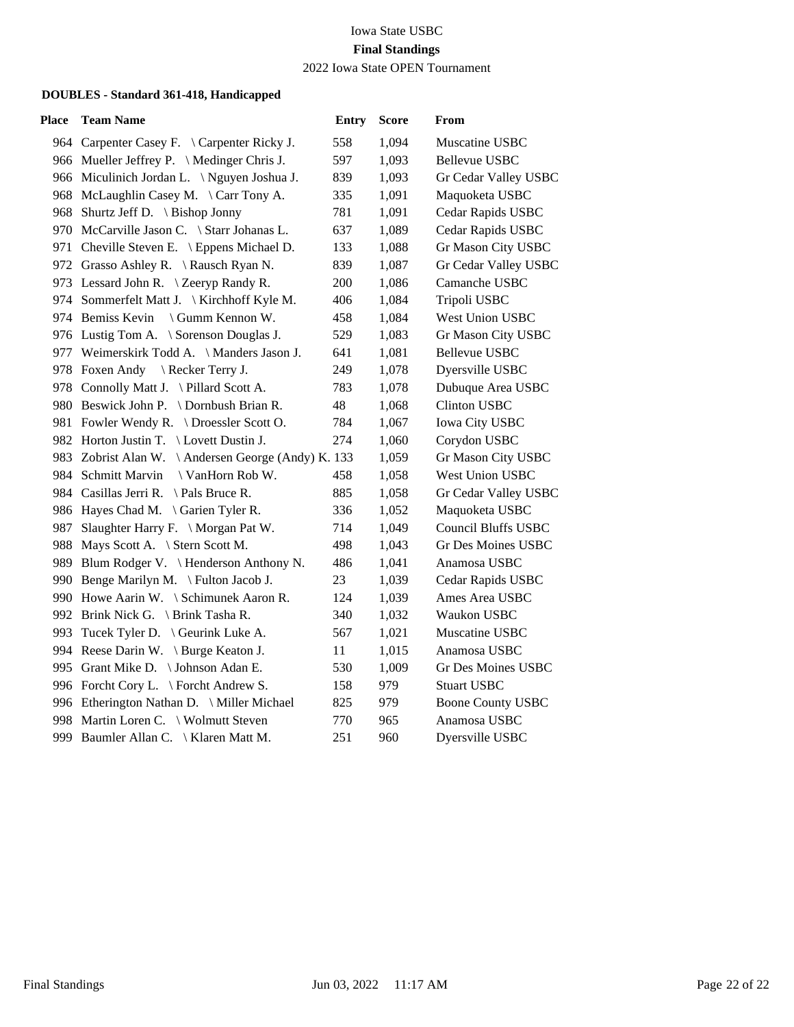Iowa State USBC

**Final Standings**

2022 Iowa State OPEN Tournament

**DOUBLES - Standard 361-418, Handicapped**

| Place | Team Name | Entry | Score | From |
|---|---|---|---|---|
| 964 | Carpenter Casey F. \ Carpenter Ricky J. | 558 | 1,094 | Muscatine USBC |
| 966 | Mueller Jeffrey P. \ Medinger Chris J. | 597 | 1,093 | Bellevue USBC |
| 966 | Miculinich Jordan L. \ Nguyen Joshua J. | 839 | 1,093 | Gr Cedar Valley USBC |
| 968 | McLaughlin Casey M. \ Carr Tony A. | 335 | 1,091 | Maquoketa USBC |
| 968 | Shurtz Jeff D. \ Bishop Jonny | 781 | 1,091 | Cedar Rapids USBC |
| 970 | McCarville Jason C. \ Starr Johanas L. | 637 | 1,089 | Cedar Rapids USBC |
| 971 | Cheville Steven E. \ Eppens Michael D. | 133 | 1,088 | Gr Mason City USBC |
| 972 | Grasso Ashley R. \ Rausch Ryan N. | 839 | 1,087 | Gr Cedar Valley USBC |
| 973 | Lessard John R. \ Zeeryp Randy R. | 200 | 1,086 | Camanche USBC |
| 974 | Sommerfelt Matt J. \ Kirchhoff Kyle M. | 406 | 1,084 | Tripoli USBC |
| 974 | Bemiss Kevin \ Gumm Kennon W. | 458 | 1,084 | West Union USBC |
| 976 | Lustig Tom A. \ Sorenson Douglas J. | 529 | 1,083 | Gr Mason City USBC |
| 977 | Weimerskirk Todd A. \ Manders Jason J. | 641 | 1,081 | Bellevue USBC |
| 978 | Foxen Andy \ Recker Terry J. | 249 | 1,078 | Dyersville USBC |
| 978 | Connolly Matt J. \ Pillard Scott A. | 783 | 1,078 | Dubuque Area USBC |
| 980 | Beswick John P. \ Dornbush Brian R. | 48 | 1,068 | Clinton USBC |
| 981 | Fowler Wendy R. \ Droessler Scott O. | 784 | 1,067 | Iowa City USBC |
| 982 | Horton Justin T. \ Lovett Dustin J. | 274 | 1,060 | Corydon USBC |
| 983 | Zobrist Alan W. \ Andersen George (Andy) K. | 133 | 1,059 | Gr Mason City USBC |
| 984 | Schmitt Marvin \ VanHorn Rob W. | 458 | 1,058 | West Union USBC |
| 984 | Casillas Jerri R. \ Pals Bruce R. | 885 | 1,058 | Gr Cedar Valley USBC |
| 986 | Hayes Chad M. \ Garien Tyler R. | 336 | 1,052 | Maquoketa USBC |
| 987 | Slaughter Harry F. \ Morgan Pat W. | 714 | 1,049 | Council Bluffs USBC |
| 988 | Mays Scott A. \ Stern Scott M. | 498 | 1,043 | Gr Des Moines USBC |
| 989 | Blum Rodger V. \ Henderson Anthony N. | 486 | 1,041 | Anamosa USBC |
| 990 | Benge Marilyn M. \ Fulton Jacob J. | 23 | 1,039 | Cedar Rapids USBC |
| 990 | Howe Aarin W. \ Schimunek Aaron R. | 124 | 1,039 | Ames Area USBC |
| 992 | Brink Nick G. \ Brink Tasha R. | 340 | 1,032 | Waukon USBC |
| 993 | Tucek Tyler D. \ Geurink Luke A. | 567 | 1,021 | Muscatine USBC |
| 994 | Reese Darin W. \ Burge Keaton J. | 11 | 1,015 | Anamosa USBC |
| 995 | Grant Mike D. \ Johnson Adan E. | 530 | 1,009 | Gr Des Moines USBC |
| 996 | Forcht Cory L. \ Forcht Andrew S. | 158 | 979 | Stuart USBC |
| 996 | Etherington Nathan D. \ Miller Michael | 825 | 979 | Boone County USBC |
| 998 | Martin Loren C. \ Wolmutt Steven | 770 | 965 | Anamosa USBC |
| 999 | Baumler Allan C. \ Klaren Matt M. | 251 | 960 | Dyersville USBC |